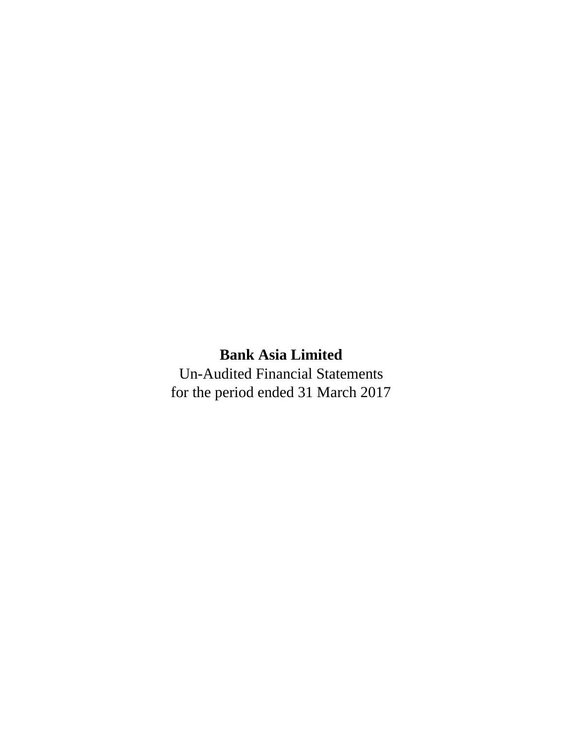# Bank Asia Limited

Un-Audited Financial Statements

for the period ended 31 March 2017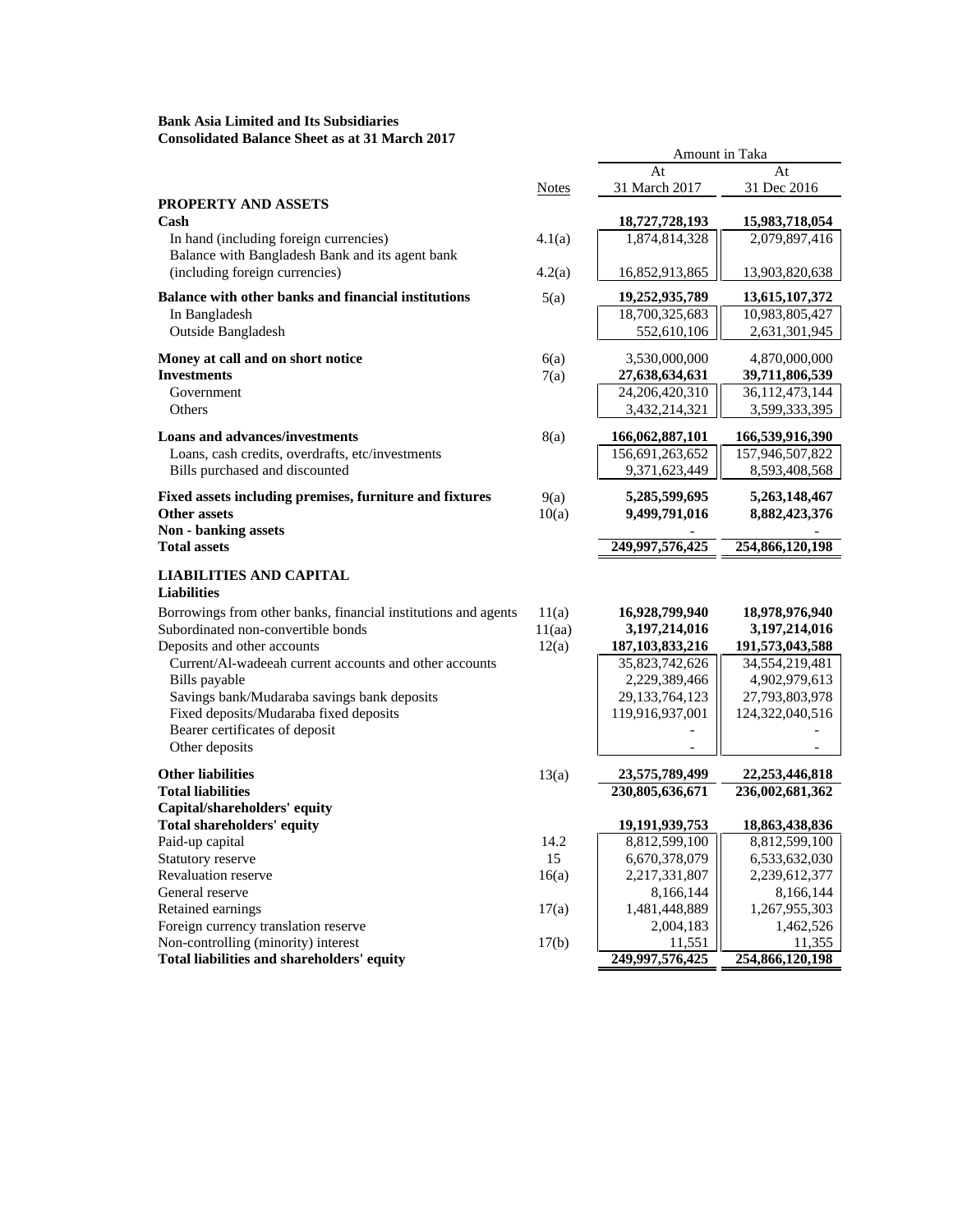**Bank Asia Limited and Its Subsidiaries**
**Consolidated Balance Sheet as at 31 March 2017**

| | Notes | Amount in Taka At 31 March 2017 | At 31 Dec 2016 |
|---|---|---|---|
| **PROPERTY AND ASSETS** | | | |
| **Cash** | | **18,727,728,193** | **15,983,718,054** |
| In hand (including foreign currencies) | 4.1(a) | 1,874,814,328 | 2,079,897,416 |
| Balance with Bangladesh Bank and its agent bank (including foreign currencies) | 4.2(a) | 16,852,913,865 | 13,903,820,638 |
| **Balance with other banks and financial institutions** | 5(a) | **19,252,935,789** | **13,615,107,372** |
| In Bangladesh | | 18,700,325,683 | 10,983,805,427 |
| Outside Bangladesh | | 552,610,106 | 2,631,301,945 |
| **Money at call and on short notice** | 6(a) | 3,530,000,000 | 4,870,000,000 |
| **Investments** | 7(a) | **27,638,634,631** | **39,711,806,539** |
| Government | | 24,206,420,310 | 36,112,473,144 |
| Others | | 3,432,214,321 | 3,599,333,395 |
| **Loans and advances/investments** | 8(a) | **166,062,887,101** | **166,539,916,390** |
| Loans, cash credits, overdrafts, etc/investments | | 156,691,263,652 | 157,946,507,822 |
| Bills purchased and discounted | | 9,371,623,449 | 8,593,408,568 |
| **Fixed assets including premises, furniture and fixtures** | 9(a) | **5,285,599,695** | **5,263,148,467** |
| **Other assets** | 10(a) | **9,499,791,016** | **8,882,423,376** |
| **Non - banking assets** | | - | - |
| **Total assets** | | **249,997,576,425** | **254,866,120,198** |
| **LIABILITIES AND CAPITAL** | | | |
| **Liabilities** | | | |
| Borrowings from other banks, financial institutions and agents | 11(a) | **16,928,799,940** | **18,978,976,940** |
| Subordinated non-convertible bonds | 11(aa) | **3,197,214,016** | **3,197,214,016** |
| Deposits and other accounts | 12(a) | **187,103,833,216** | **191,573,043,588** |
| Current/Al-wadeeah current accounts and other accounts | | 35,823,742,626 | 34,554,219,481 |
| Bills payable | | 2,229,389,466 | 4,902,979,613 |
| Savings bank/Mudaraba savings bank deposits | | 29,133,764,123 | 27,793,803,978 |
| Fixed deposits/Mudaraba fixed deposits | | 119,916,937,001 | 124,322,040,516 |
| Bearer certificates of deposit | | - | - |
| Other deposits | | - | - |
| **Other liabilities** | 13(a) | **23,575,789,499** | **22,253,446,818** |
| **Total liabilities** | | **230,805,636,671** | **236,002,681,362** |
| **Capital/shareholders' equity** | | | |
| **Total shareholders' equity** | | **19,191,939,753** | **18,863,438,836** |
| Paid-up capital | 14.2 | 8,812,599,100 | 8,812,599,100 |
| Statutory reserve | 15 | 6,670,378,079 | 6,533,632,030 |
| Revaluation reserve | 16(a) | 2,217,331,807 | 2,239,612,377 |
| General reserve | | 8,166,144 | 8,166,144 |
| Retained earnings | 17(a) | 1,481,448,889 | 1,267,955,303 |
| Foreign currency translation reserve | | 2,004,183 | 1,462,526 |
| Non-controlling (minority) interest | 17(b) | 11,551 | 11,355 |
| **Total liabilities and shareholders' equity** | | **249,997,576,425** | **254,866,120,198** |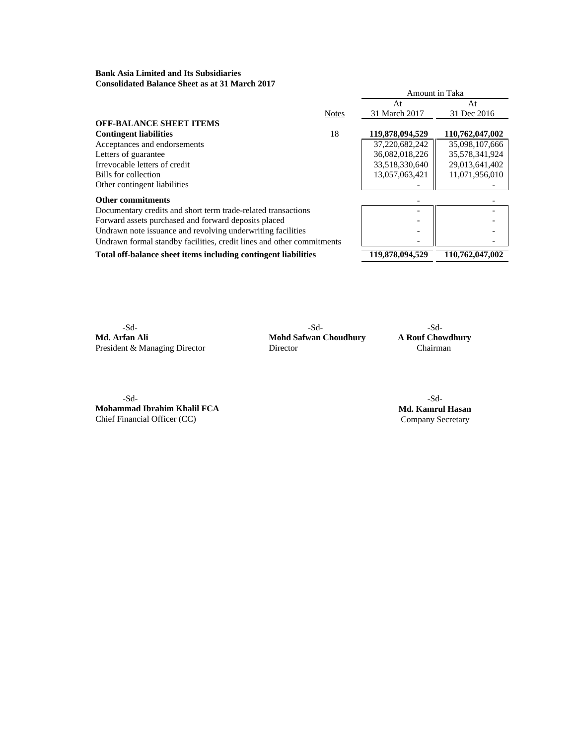**Bank Asia Limited and Its Subsidiaries**
**Consolidated Balance Sheet as at 31 March 2017**

| | Notes | Amount in Taka | |
|---|---|---|---|
| | | At 31 March 2017 | At 31 Dec 2016 |
| **OFF-BALANCE SHEET ITEMS** | | | |
| **Contingent liabilities** | 18 | **119,878,094,529** | **110,762,047,002** |
| Acceptances and endorsements | | 37,220,682,242 | 35,098,107,666 |
| Letters of guarantee | | 36,082,018,226 | 35,578,341,924 |
| Irrevocable letters of credit | | 33,518,330,640 | 29,013,641,402 |
| Bills for collection | | 13,057,063,421 | 11,071,956,010 |
| Other contingent liabilities | | - | - |
| **Other commitments** | | - | - |
| Documentary credits and short term trade-related transactions | | - | - |
| Forward assets purchased and forward deposits placed | | - | - |
| Undrawn note issuance and revolving underwriting facilities | | - | - |
| Undrawn formal standby facilities, credit lines and other commitments | | - | - |
| **Total off-balance sheet items including contingent liabilities** | | **119,878,094,529** | **110,762,047,002** |

-Sd-
**Md. Arfan Ali**
President & Managing Director

-Sd-
**Mohd Safwan Choudhury**
Director

-Sd-
**A Rouf Chowdhury**
Chairman

-Sd-
**Mohammad Ibrahim Khalil FCA**
Chief Financial Officer (CC)

-Sd-
**Md. Kamrul Hasan**
Company Secretary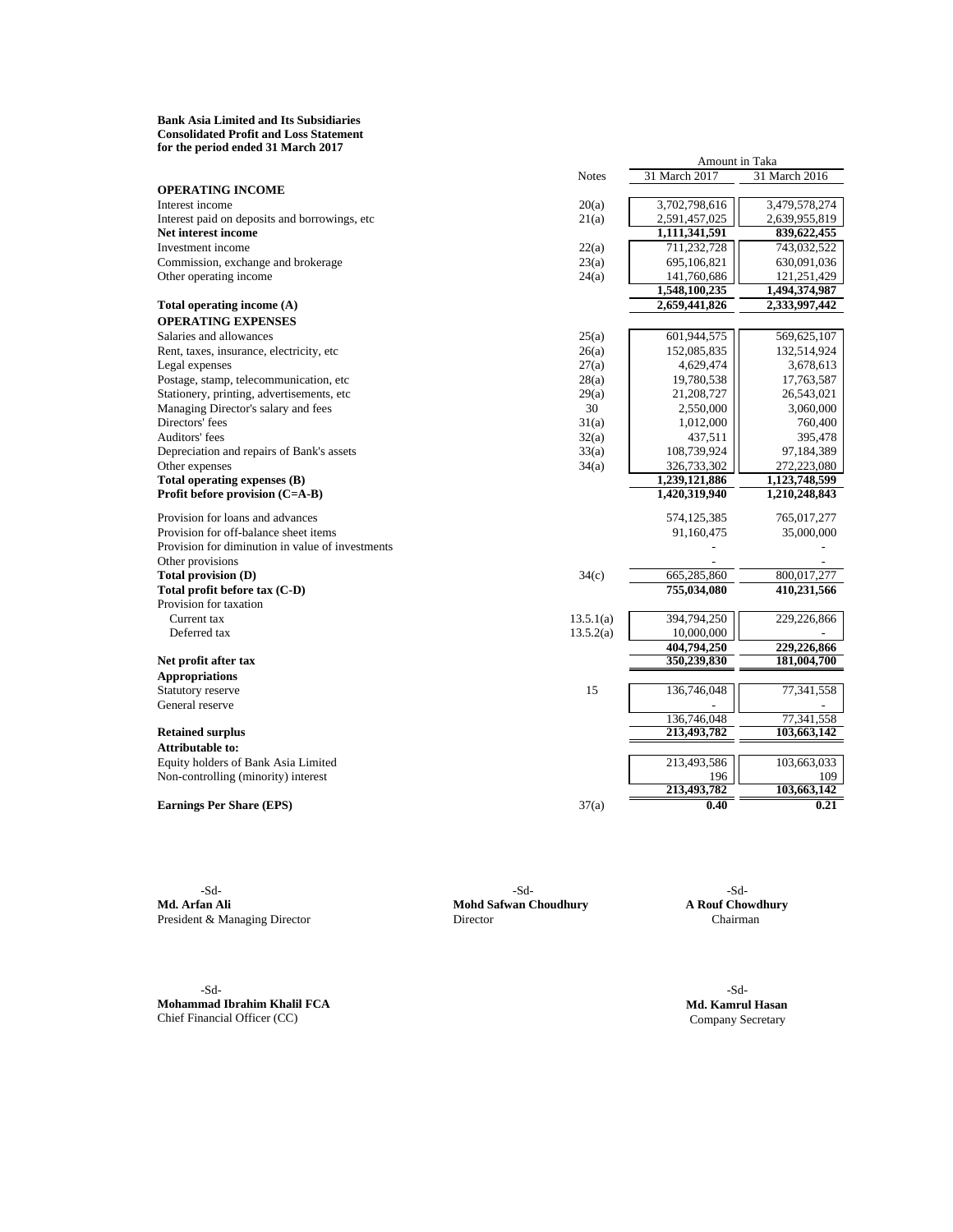**Bank Asia Limited and Its Subsidiaries**
**Consolidated Profit and Loss Statement**
**for the period ended 31 March 2017**

| | Notes | Amount in Taka | |
|---|---|---|---|
| | | 31 March 2017 | 31 March 2016 |
| **OPERATING INCOME** | | | |
| Interest income | 20(a) | 3,702,798,616 | 3,479,578,274 |
| Interest paid on deposits and borrowings, etc | 21(a) | 2,591,457,025 | 2,639,955,819 |
| **Net interest income** | | **1,111,341,591** | **839,622,455** |
| Investment income | 22(a) | 711,232,728 | 743,032,522 |
| Commission, exchange and brokerage | 23(a) | 695,106,821 | 630,091,036 |
| Other operating income | 24(a) | 141,760,686 | 121,251,429 |
| | | **1,548,100,235** | **1,494,374,987** |
| **Total operating income (A)** | | **2,659,441,826** | **2,333,997,442** |
| **OPERATING EXPENSES** | | | |
| Salaries and allowances | 25(a) | 601,944,575 | 569,625,107 |
| Rent, taxes, insurance, electricity, etc | 26(a) | 152,085,835 | 132,514,924 |
| Legal expenses | 27(a) | 4,629,474 | 3,678,613 |
| Postage, stamp, telecommunication, etc | 28(a) | 19,780,538 | 17,763,587 |
| Stationery, printing, advertisements, etc | 29(a) | 21,208,727 | 26,543,021 |
| Managing Director's salary and fees | 30 | 2,550,000 | 3,060,000 |
| Directors' fees | 31(a) | 1,012,000 | 760,400 |
| Auditors' fees | 32(a) | 437,511 | 395,478 |
| Depreciation and repairs of Bank's assets | 33(a) | 108,739,924 | 97,184,389 |
| Other expenses | 34(a) | 326,733,302 | 272,223,080 |
| **Total operating expenses (B)** | | **1,239,121,886** | **1,123,748,599** |
| **Profit before provision (C=A-B)** | | **1,420,319,940** | **1,210,248,843** |
| Provision for loans and advances | | 574,125,385 | 765,017,277 |
| Provision for off-balance sheet items | | 91,160,475 | 35,000,000 |
| Provision for diminution in value of investments | | - | - |
| Other provisions | | - | - |
| **Total provision (D)** | 34(c) | 665,285,860 | 800,017,277 |
| **Total profit before tax (C-D)** | | **755,034,080** | **410,231,566** |
| Provision for taxation | | | |
| Current tax | 13.5.1(a) | 394,794,250 | 229,226,866 |
| Deferred tax | 13.5.2(a) | 10,000,000 | - |
| | | **404,794,250** | **229,226,866** |
| **Net profit after tax** | | **350,239,830** | **181,004,700** |
| **Appropriations** | | | |
| Statutory reserve | 15 | 136,746,048 | 77,341,558 |
| General reserve | | - | - |
| | | 136,746,048 | 77,341,558 |
| **Retained surplus** | | **213,493,782** | **103,663,142** |
| **Attributable to:** | | | |
| Equity holders of Bank Asia Limited | | 213,493,586 | 103,663,033 |
| Non-controlling (minority) interest | | 196 | 109 |
| | | **213,493,782** | **103,663,142** |
| **Earnings Per Share (EPS)** | 37(a) | **0.40** | **0.21** |

-Sd-
**Md. Arfan Ali**
President & Managing Director

-Sd-
**Mohd Safwan Choudhury**
Director

-Sd-
**A Rouf Chowdhury**
Chairman

-Sd-
**Mohammad Ibrahim Khalil FCA**
Chief Financial Officer (CC)

-Sd-
**Md. Kamrul Hasan**
Company Secretary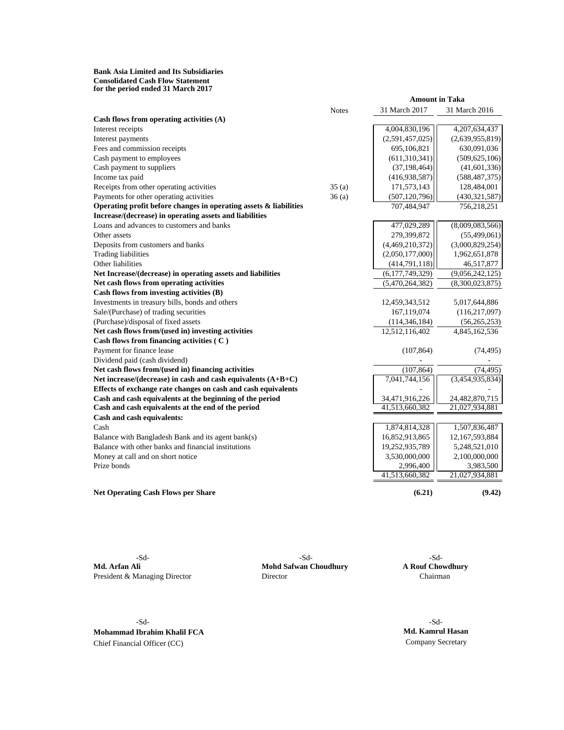**Bank Asia Limited and Its Subsidiaries**
**Consolidated Cash Flow Statement**
**for the period ended 31 March 2017**

| | Notes | Amount in Taka | |
|---|---|---|---|
| | | 31 March 2017 | 31 March 2016 |
| **Cash flows from operating activities (A)** | | | |
| Interest receipts | | 4,004,830,196 | 4,207,634,437 |
| Interest payments | | (2,591,457,025) | (2,639,955,819) |
| Fees and commission receipts | | 695,106,821 | 630,091,036 |
| Cash payment to employees | | (611,310,341) | (509,625,106) |
| Cash payment to suppliers | | (37,198,464) | (41,601,336) |
| Income tax paid | | (416,938,587) | (588,487,375) |
| Receipts from other operating activities | 35 (a) | 171,573,143 | 128,484,001 |
| Payments for other operating activities | 36 (a) | (507,120,796) | (430,321,587) |
| **Operating profit before changes in operating assets & liabilities** | | 707,484,947 | 756,218,251 |
| **Increase/(decrease) in operating assets and liabilities** | | | |
| Loans and advances to customers and banks | | 477,029,289 | (8,009,083,566) |
| Other assets | | 279,399,872 | (55,499,061) |
| Deposits from customers and banks | | (4,469,210,372) | (3,000,829,254) |
| Trading liabilities | | (2,050,177,000) | 1,962,651,878 |
| Other liabilities | | (414,791,118) | 46,517,877 |
| **Net Increase/(decrease) in operating assets and liabilities** | | (6,177,749,329) | (9,056,242,125) |
| **Net cash flows from operating activities** | | (5,470,264,382) | (8,300,023,875) |
| **Cash flows from investing activities (B)** | | | |
| Investments in treasury bills, bonds and others | | 12,459,343,512 | 5,017,644,886 |
| Sale/(Purchase) of trading securities | | 167,119,074 | (116,217,097) |
| (Purchase)/disposal of fixed assets | | (114,346,184) | (56,265,253) |
| **Net cash flows from/(used in) investing activities** | | 12,512,116,402 | 4,845,162,536 |
| **Cash flows from financing activities ( C )** | | | |
| Payment for finance lease | | (107,864) | (74,495) |
| Dividend paid (cash dividend) | | - | - |
| **Net cash flows from/(used in) financing activities** | | (107,864) | (74,495) |
| **Net increase/(decrease) in cash and cash equivalents (A+B+C)** | | 7,041,744,156 | (3,454,935,834) |
| **Effects of exchange rate changes on cash and cash equivalents** | | - | - |
| **Cash and cash equivalents at the beginning of the period** | | 34,471,916,226 | 24,482,870,715 |
| **Cash and cash equivalents at the end of the period** | | 41,513,660,382 | 21,027,934,881 |
| **Cash and cash equivalents:** | | | |
| Cash | | 1,874,814,328 | 1,507,836,487 |
| Balance with Bangladesh Bank and its agent bank(s) | | 16,852,913,865 | 12,167,593,884 |
| Balance with other banks and financial institutions | | 19,252,935,789 | 5,248,521,010 |
| Money at call and on short notice | | 3,530,000,000 | 2,100,000,000 |
| Prize bonds | | 2,996,400 | 3,983,500 |
| | | 41,513,660,382 | 21,027,934,881 |
| **Net Operating Cash Flows per Share** | | **(6.21)** | **(9.42)** |

-Sd-
**Md. Arfan Ali**
President & Managing Director

-Sd-
**Mohd Safwan Choudhury**
Director

-Sd-
**A Rouf Chowdhury**
Chairman

-Sd-
**Mohammad Ibrahim Khalil FCA**
Chief Financial Officer (CC)

-Sd-
**Md. Kamrul Hasan**
Company Secretary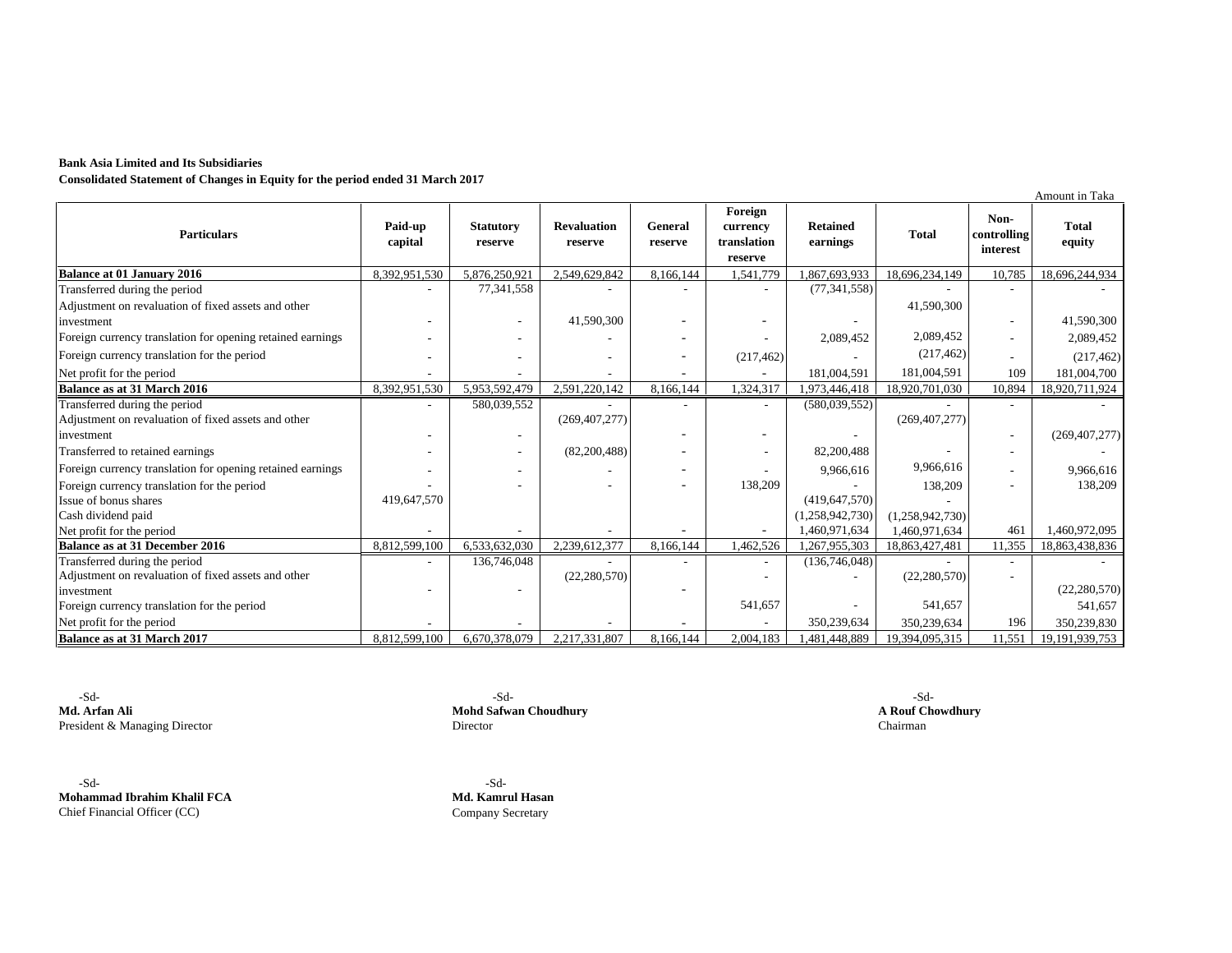**Bank Asia Limited and Its Subsidiaries**

**Consolidated Statement of Changes in Equity for the period ended 31 March 2017**

Amount in Taka

| Particulars | Paid-up capital | Statutory reserve | Revaluation reserve | General reserve | Foreign currency translation reserve | Retained earnings | Total | Non-controlling interest | Total equity |
|---|---|---|---|---|---|---|---|---|---|
| **Balance at 01 January 2016** | 8,392,951,530 | 5,876,250,921 | 2,549,629,842 | 8,166,144 | 1,541,779 | 1,867,693,933 | 18,696,234,149 | 10,785 | 18,696,244,934 |
| Transferred during the period | - | 77,341,558 | - | - | - | (77,341,558) | - | - | - |
| Adjustment on revaluation of fixed assets and other investment | - | - | 41,590,300 | - | - | - | 41,590,300 | - | 41,590,300 |
| Foreign currency translation for opening retained earnings | - | - | - | - | - | 2,089,452 | 2,089,452 | - | 2,089,452 |
| Foreign currency translation for the period | - | - | - | - | (217,462) | - | (217,462) | - | (217,462) |
| Net profit for the period | - | - | - | - | - | 181,004,591 | 181,004,591 | 109 | 181,004,700 |
| **Balance as at 31 March 2016** | 8,392,951,530 | 5,953,592,479 | 2,591,220,142 | 8,166,144 | 1,324,317 | 1,973,446,418 | 18,920,701,030 | 10,894 | 18,920,711,924 |
| Transferred during the period | - | 580,039,552 | - | - | - | (580,039,552) | - | - | - |
| Adjustment on revaluation of fixed assets and other investment | - | - | (269,407,277) | - | - | - | (269,407,277) | - | (269,407,277) |
| Transferred to retained earnings | - | - | (82,200,488) | - | - | 82,200,488 | - | - | - |
| Foreign currency translation for opening retained earnings | - | - | - | - | - | 9,966,616 | 9,966,616 | - | 9,966,616 |
| Foreign currency translation for the period | - | - | - | - | 138,209 | - | 138,209 | - | 138,209 |
| Issue of bonus shares | 419,647,570 | | | | | (419,647,570) | - | | |
| Cash dividend paid | | | | | | (1,258,942,730) | (1,258,942,730) | | |
| Net profit for the period | - | - | - | - | - | 1,460,971,634 | 1,460,971,634 | 461 | 1,460,972,095 |
| **Balance as at 31 December 2016** | 8,812,599,100 | 6,533,632,030 | 2,239,612,377 | 8,166,144 | 1,462,526 | 1,267,955,303 | 18,863,427,481 | 11,355 | 18,863,438,836 |
| Transferred during the period | - | 136,746,048 | - | - | - | (136,746,048) | - | - | - |
| Adjustment on revaluation of fixed assets and other investment | - | - | (22,280,570) | - | - | - | (22,280,570) | - | (22,280,570) |
| Foreign currency translation for the period | | | | | 541,657 | - | 541,657 | | 541,657 |
| Net profit for the period | - | - | - | - | - | 350,239,634 | 350,239,634 | 196 | 350,239,830 |
| **Balance as at 31 March 2017** | 8,812,599,100 | 6,670,378,079 | 2,217,331,807 | 8,166,144 | 2,004,183 | 1,481,448,889 | 19,394,095,315 | 11,551 | 19,191,939,753 |

-Sd-
**Md. Arfan Ali**
President & Managing Director

-Sd-
**Mohd Safwan Choudhury**
Director

-Sd-
**A Rouf Chowdhury**
Chairman

-Sd-
**Mohammad Ibrahim Khalil FCA**
Chief Financial Officer (CC)

-Sd-
**Md. Kamrul Hasan**
Company Secretary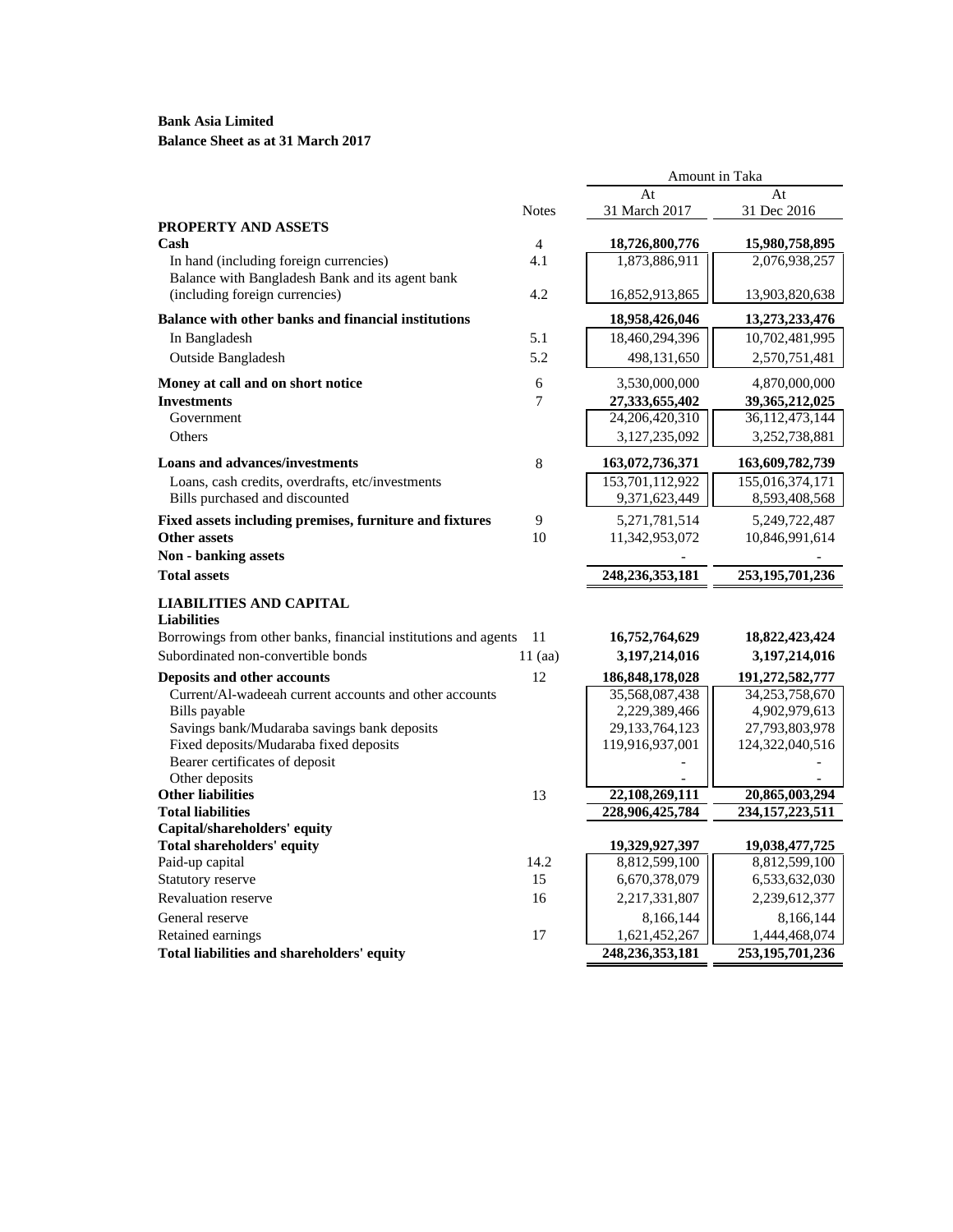**Bank Asia Limited**
**Balance Sheet as at 31 March 2017**

| | Notes | Amount in Taka At 31 March 2017 | At 31 Dec 2016 |
|---|---|---|---|
| **PROPERTY AND ASSETS** | | | |
| **Cash** | 4 | **18,726,800,776** | **15,980,758,895** |
| In hand (including foreign currencies) | 4.1 | 1,873,886,911 | 2,076,938,257 |
| Balance with Bangladesh Bank and its agent bank (including foreign currencies) | 4.2 | 16,852,913,865 | 13,903,820,638 |
| **Balance with other banks and financial institutions** | | **18,958,426,046** | **13,273,233,476** |
| In Bangladesh | 5.1 | 18,460,294,396 | 10,702,481,995 |
| Outside Bangladesh | 5.2 | 498,131,650 | 2,570,751,481 |
| **Money at call and on short notice** | 6 | 3,530,000,000 | 4,870,000,000 |
| **Investments** | 7 | **27,333,655,402** | **39,365,212,025** |
| Government | | 24,206,420,310 | 36,112,473,144 |
| Others | | 3,127,235,092 | 3,252,738,881 |
| **Loans and advances/investments** | 8 | **163,072,736,371** | **163,609,782,739** |
| Loans, cash credits, overdrafts, etc/investments | | 153,701,112,922 | 155,016,374,171 |
| Bills purchased and discounted | | 9,371,623,449 | 8,593,408,568 |
| **Fixed assets including premises, furniture and fixtures** | 9 | 5,271,781,514 | 5,249,722,487 |
| **Other assets** | 10 | 11,342,953,072 | 10,846,991,614 |
| **Non - banking assets** | | - | - |
| **Total assets** | | **248,236,353,181** | **253,195,701,236** |
| **LIABILITIES AND CAPITAL** | | | |
| **Liabilities** | | | |
| Borrowings from other banks, financial institutions and agents | 11 | **16,752,764,629** | **18,822,423,424** |
| Subordinated non-convertible bonds | 11 (aa) | **3,197,214,016** | **3,197,214,016** |
| **Deposits and other accounts** | 12 | **186,848,178,028** | **191,272,582,777** |
| Current/Al-wadeeah current accounts and other accounts | | 35,568,087,438 | 34,253,758,670 |
| Bills payable | | 2,229,389,466 | 4,902,979,613 |
| Savings bank/Mudaraba savings bank deposits | | 29,133,764,123 | 27,793,803,978 |
| Fixed deposits/Mudaraba fixed deposits | | 119,916,937,001 | 124,322,040,516 |
| Bearer certificates of deposit | | - | - |
| Other deposits | | - | - |
| **Other liabilities** | 13 | **22,108,269,111** | **20,865,003,294** |
| **Total liabilities** | | **228,906,425,784** | **234,157,223,511** |
| **Capital/shareholders' equity** | | | |
| **Total shareholders' equity** | | **19,329,927,397** | **19,038,477,725** |
| Paid-up capital | 14.2 | 8,812,599,100 | 8,812,599,100 |
| Statutory reserve | 15 | 6,670,378,079 | 6,533,632,030 |
| Revaluation reserve | 16 | 2,217,331,807 | 2,239,612,377 |
| General reserve | | 8,166,144 | 8,166,144 |
| Retained earnings | 17 | 1,621,452,267 | 1,444,468,074 |
| **Total liabilities and shareholders' equity** | | **248,236,353,181** | **253,195,701,236** |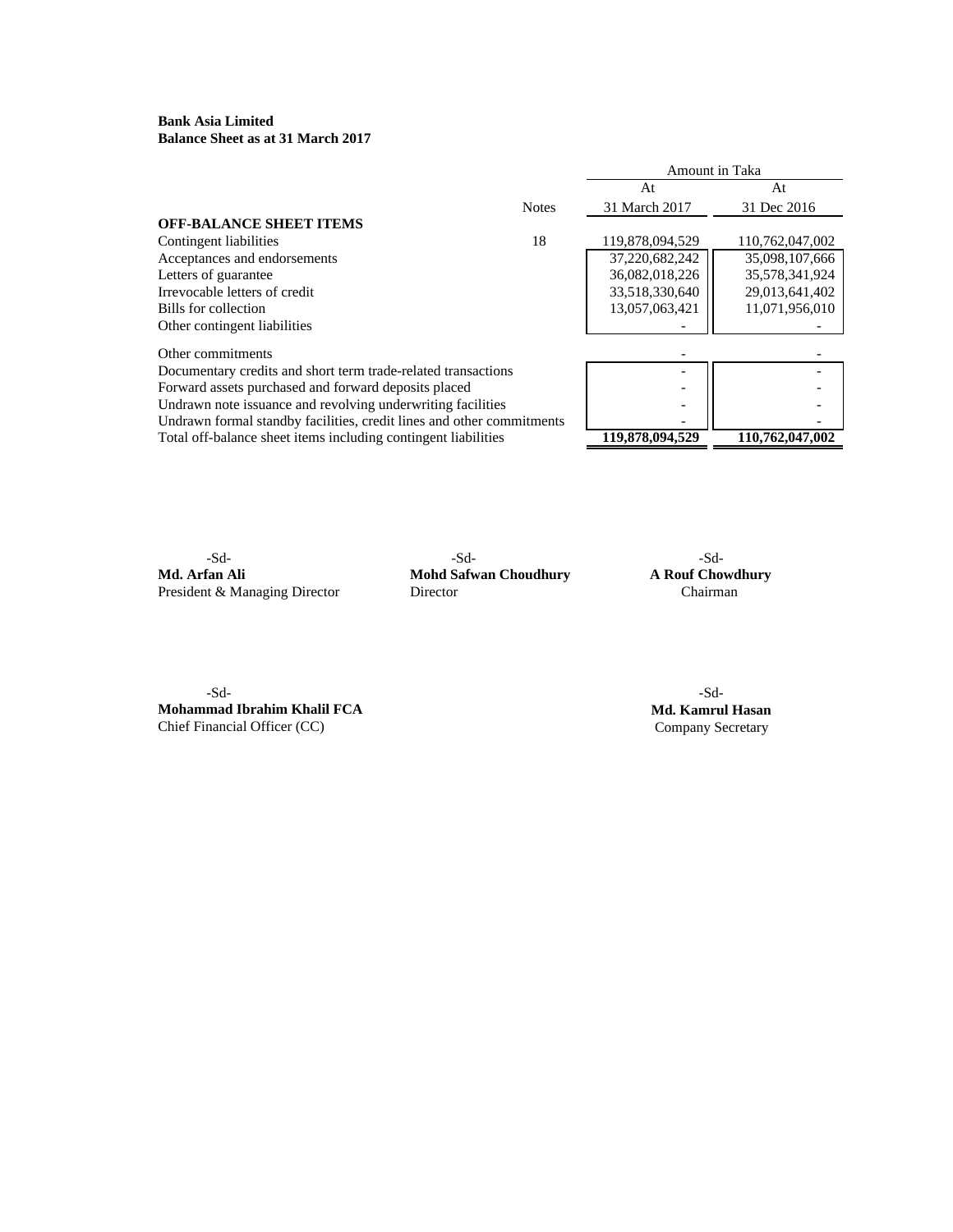**Bank Asia Limited**
**Balance Sheet as at 31 March 2017**

| | Notes | Amount in Taka | |
|---|---|---|---|
| | | At 31 March 2017 | At 31 Dec 2016 |
| **OFF-BALANCE SHEET ITEMS** | | | |
| Contingent liabilities | 18 | 119,878,094,529 | 110,762,047,002 |
| Acceptances and endorsements | | 37,220,682,242 | 35,098,107,666 |
| Letters of guarantee | | 36,082,018,226 | 35,578,341,924 |
| Irrevocable letters of credit | | 33,518,330,640 | 29,013,641,402 |
| Bills for collection | | 13,057,063,421 | 11,071,956,010 |
| Other contingent liabilities | | - | - |
| Other commitments | | - | - |
| Documentary credits and short term trade-related transactions | | - | - |
| Forward assets purchased and forward deposits placed | | - | - |
| Undrawn note issuance and revolving underwriting facilities | | - | - |
| Undrawn formal standby facilities, credit lines and other commitments | | - | - |
| Total off-balance sheet items including contingent liabilities | | **119,878,094,529** | **110,762,047,002** |

-Sd-
**Md. Arfan Ali**
President & Managing Director

-Sd-
**Mohd Safwan Choudhury**
Director

-Sd-
**A Rouf Chowdhury**
Chairman

-Sd-
**Mohammad Ibrahim Khalil FCA**
Chief Financial Officer (CC)

-Sd-
**Md. Kamrul Hasan**
Company Secretary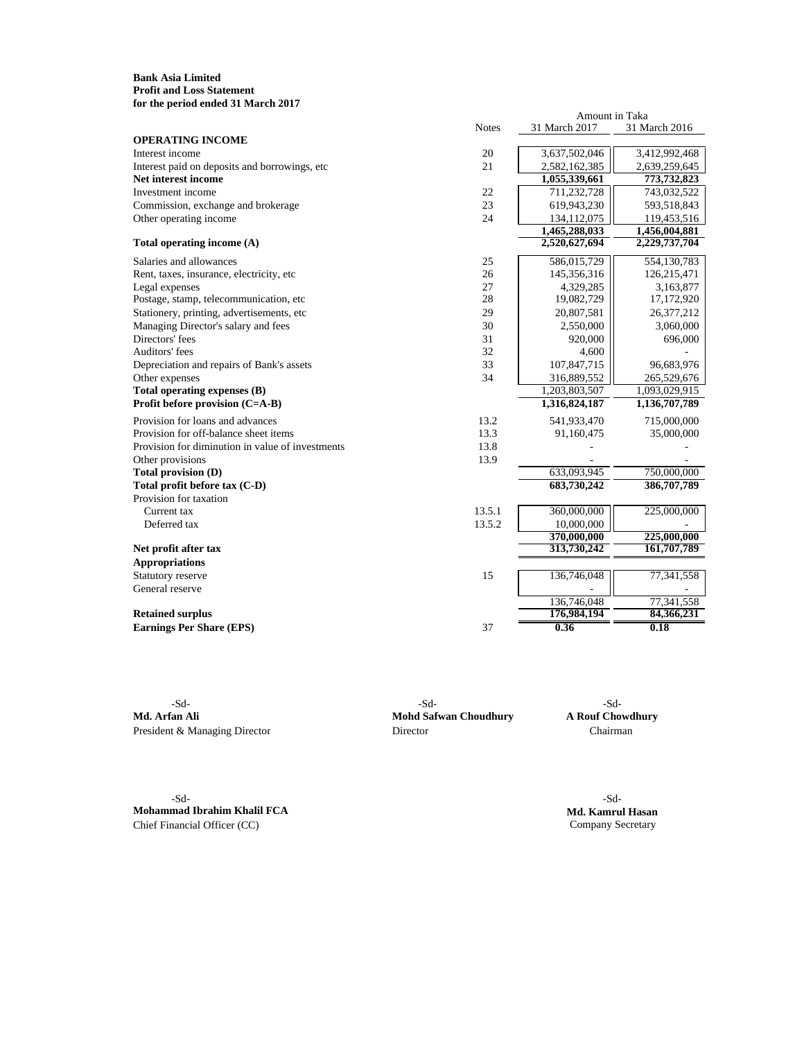**Bank Asia Limited**
**Profit and Loss Statement**
**for the period ended 31 March 2017**

| | Notes | 31 March 2017 | 31 March 2016 |
|---|---|---|---|
| | | Amount in Taka | |
| **OPERATING INCOME** | | | |
| Interest income | 20 | 3,637,502,046 | 3,412,992,468 |
| Interest paid on deposits and borrowings, etc | 21 | 2,582,162,385 | 2,639,259,645 |
| **Net interest income** | | **1,055,339,661** | **773,732,823** |
| Investment income | 22 | 711,232,728 | 743,032,522 |
| Commission, exchange and brokerage | 23 | 619,943,230 | 593,518,843 |
| Other operating income | 24 | 134,112,075 | 119,453,516 |
| | | **1,465,288,033** | **1,456,004,881** |
| **Total operating income (A)** | | **2,520,627,694** | **2,229,737,704** |
| Salaries and allowances | 25 | 586,015,729 | 554,130,783 |
| Rent, taxes, insurance, electricity, etc | 26 | 145,356,316 | 126,215,471 |
| Legal expenses | 27 | 4,329,285 | 3,163,877 |
| Postage, stamp, telecommunication, etc | 28 | 19,082,729 | 17,172,920 |
| Stationery, printing, advertisements, etc | 29 | 20,807,581 | 26,377,212 |
| Managing Director's salary and fees | 30 | 2,550,000 | 3,060,000 |
| Directors' fees | 31 | 920,000 | 696,000 |
| Auditors' fees | 32 | 4,600 | - |
| Depreciation and repairs of Bank's assets | 33 | 107,847,715 | 96,683,976 |
| Other expenses | 34 | 316,889,552 | 265,529,676 |
| **Total operating expenses (B)** | | 1,203,803,507 | 1,093,029,915 |
| **Profit before provision (C=A-B)** | | **1,316,824,187** | **1,136,707,789** |
| Provision for loans and advances | 13.2 | 541,933,470 | 715,000,000 |
| Provision for off-balance sheet items | 13.3 | 91,160,475 | 35,000,000 |
| Provision for diminution in value of investments | 13.8 | - | - |
| Other provisions | 13.9 | - | - |
| **Total provision (D)** | | 633,093,945 | 750,000,000 |
| **Total profit before tax (C-D)** | | **683,730,242** | **386,707,789** |
| Provision for taxation | | | |
| Current tax | 13.5.1 | 360,000,000 | 225,000,000 |
| Deferred tax | 13.5.2 | 10,000,000 | - |
| | | **370,000,000** | **225,000,000** |
| **Net profit after tax** | | **313,730,242** | **161,707,789** |
| **Appropriations** | | | |
| Statutory reserve | 15 | 136,746,048 | 77,341,558 |
| General reserve | | - | - |
| | | 136,746,048 | 77,341,558 |
| **Retained surplus** | | **176,984,194** | **84,366,231** |
| **Earnings Per Share (EPS)** | 37 | **0.36** | **0.18** |

-Sd-
**Md. Arfan Ali**
President & Managing Director

-Sd-
**Mohd Safwan Choudhury**
Director

-Sd-
**A Rouf Chowdhury**
Chairman

-Sd-
**Mohammad Ibrahim Khalil FCA**
Chief Financial Officer (CC)

-Sd-
**Md. Kamrul Hasan**
Company Secretary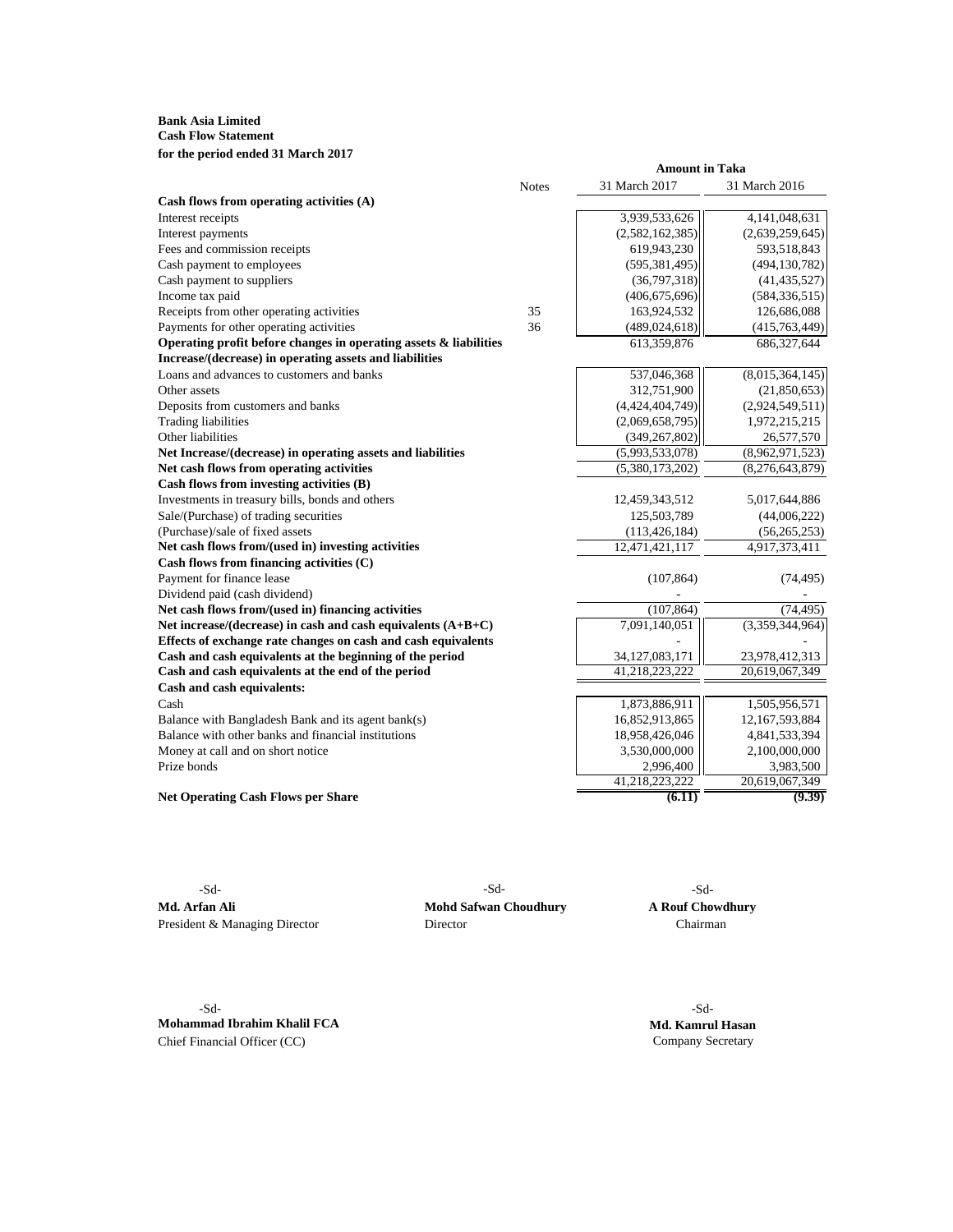**Bank Asia Limited**
**Cash Flow Statement**
**for the period ended 31 March 2017**

| | Notes | Amount in Taka | |
|---|---|---|---|
| | | 31 March 2017 | 31 March 2016 |
| **Cash flows from operating activities (A)** | | | |
| Interest receipts | | 3,939,533,626 | 4,141,048,631 |
| Interest payments | | (2,582,162,385) | (2,639,259,645) |
| Fees and commission receipts | | 619,943,230 | 593,518,843 |
| Cash payment to employees | | (595,381,495) | (494,130,782) |
| Cash payment to suppliers | | (36,797,318) | (41,435,527) |
| Income tax paid | | (406,675,696) | (584,336,515) |
| Receipts from other operating activities | 35 | 163,924,532 | 126,686,088 |
| Payments for other operating activities | 36 | (489,024,618) | (415,763,449) |
| **Operating profit before changes in operating assets & liabilities** | | 613,359,876 | 686,327,644 |
| **Increase/(decrease) in operating assets and liabilities** | | | |
| Loans and advances to customers and banks | | 537,046,368 | (8,015,364,145) |
| Other assets | | 312,751,900 | (21,850,653) |
| Deposits from customers and banks | | (4,424,404,749) | (2,924,549,511) |
| Trading liabilities | | (2,069,658,795) | 1,972,215,215 |
| Other liabilities | | (349,267,802) | 26,577,570 |
| **Net Increase/(decrease) in operating assets and liabilities** | | (5,993,533,078) | (8,962,971,523) |
| **Net cash flows from operating activities** | | (5,380,173,202) | (8,276,643,879) |
| **Cash flows from investing activities (B)** | | | |
| Investments in treasury bills, bonds and others | | 12,459,343,512 | 5,017,644,886 |
| Sale/(Purchase) of trading securities | | 125,503,789 | (44,006,222) |
| (Purchase)/sale of fixed assets | | (113,426,184) | (56,265,253) |
| **Net cash flows from/(used in) investing activities** | | 12,471,421,117 | 4,917,373,411 |
| **Cash flows from financing activities (C)** | | | |
| Payment for finance lease | | (107,864) | (74,495) |
| Dividend paid (cash dividend) | | - | - |
| **Net cash flows from/(used in) financing activities** | | (107,864) | (74,495) |
| **Net increase/(decrease) in cash and cash equivalents (A+B+C)** | | 7,091,140,051 | (3,359,344,964) |
| **Effects of exchange rate changes on cash and cash equivalents** | | - | - |
| **Cash and cash equivalents at the beginning of the period** | | 34,127,083,171 | 23,978,412,313 |
| **Cash and cash equivalents at the end of the period** | | 41,218,223,222 | 20,619,067,349 |
| **Cash and cash equivalents:** | | | |
| Cash | | 1,873,886,911 | 1,505,956,571 |
| Balance with Bangladesh Bank and its agent bank(s) | | 16,852,913,865 | 12,167,593,884 |
| Balance with other banks and financial institutions | | 18,958,426,046 | 4,841,533,394 |
| Money at call and on short notice | | 3,530,000,000 | 2,100,000,000 |
| Prize bonds | | 2,996,400 | 3,983,500 |
| | | 41,218,223,222 | 20,619,067,349 |
| **Net Operating Cash Flows per Share** | | **(6.11)** | **(9.39)** |

-Sd-
**Md. Arfan Ali**
President & Managing Director

-Sd-
**Mohd Safwan Choudhury**
Director

-Sd-
**A Rouf Chowdhury**
Chairman

-Sd-
**Mohammad Ibrahim Khalil FCA**
Chief Financial Officer (CC)

-Sd-
**Md. Kamrul Hasan**
Company Secretary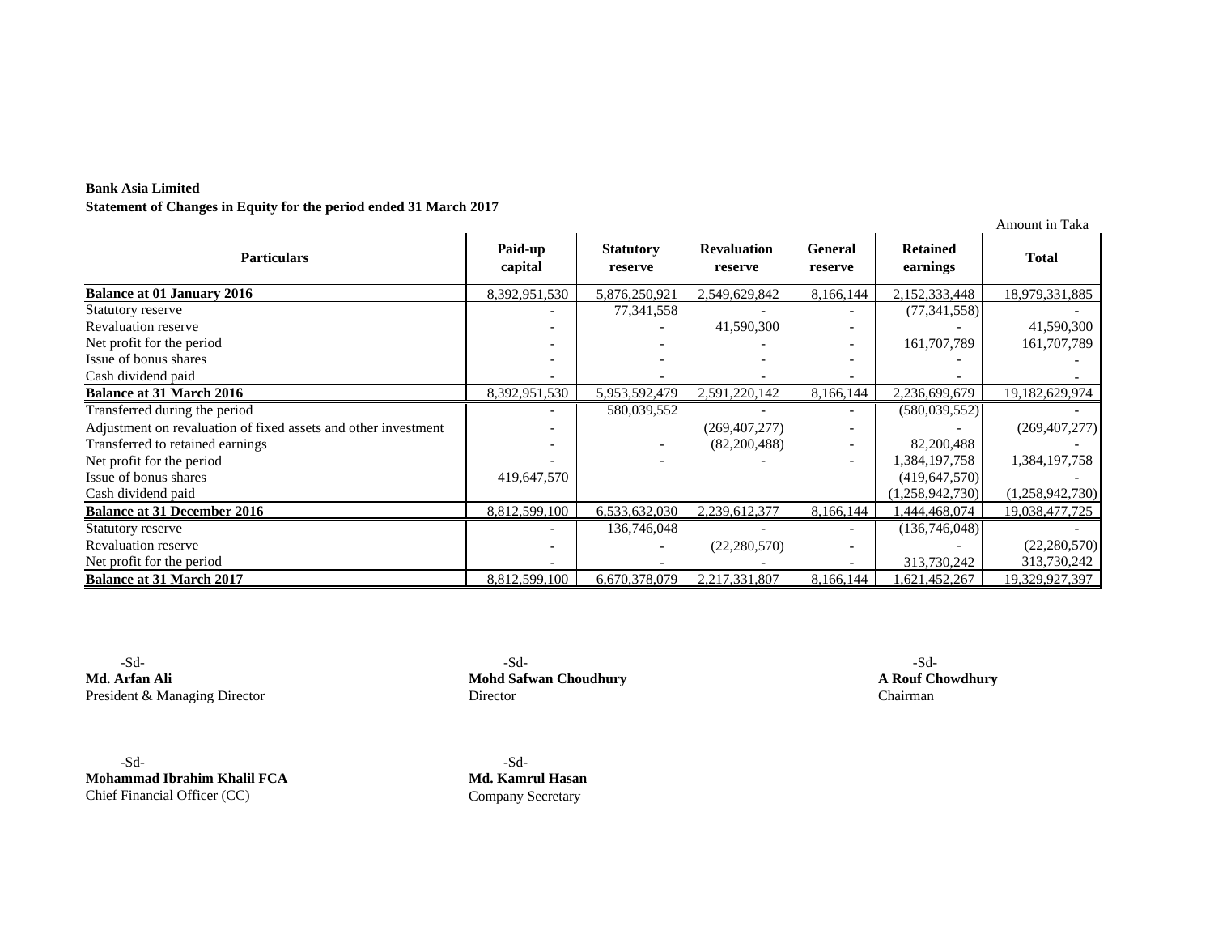**Bank Asia Limited**

**Statement of Changes in Equity for the period ended 31 March 2017**

Amount in Taka

| Particulars | Paid-up capital | Statutory reserve | Revaluation reserve | General reserve | Retained earnings | Total |
|---|---|---|---|---|---|---|
| **Balance at 01 January 2016** | 8,392,951,530 | 5,876,250,921 | 2,549,629,842 | 8,166,144 | 2,152,333,448 | 18,979,331,885 |
| Statutory reserve | - | 77,341,558 | - | - | (77,341,558) | - |
| Revaluation reserve | - | - | 41,590,300 | - | - | 41,590,300 |
| Net profit for the period | - | - | - | - | 161,707,789 | 161,707,789 |
| Issue of bonus shares | - | - | - | - | - | - |
| Cash dividend paid | - | - | - | - | - | - |
| **Balance at 31 March 2016** | 8,392,951,530 | 5,953,592,479 | 2,591,220,142 | 8,166,144 | 2,236,699,679 | 19,182,629,974 |
| Transferred during the period | - | 580,039,552 | - | - | (580,039,552) | - |
| Adjustment on revaluation of fixed assets and other investment | - | | (269,407,277) | - | - | (269,407,277) |
| Transferred to retained earnings | - | - | (82,200,488) | - | 82,200,488 | - |
| Net profit for the period | - | - | - | - | 1,384,197,758 | 1,384,197,758 |
| Issue of bonus shares | 419,647,570 | | | | (419,647,570) | - |
| Cash dividend paid | | | | | (1,258,942,730) | (1,258,942,730) |
| **Balance at 31 December 2016** | 8,812,599,100 | 6,533,632,030 | 2,239,612,377 | 8,166,144 | 1,444,468,074 | 19,038,477,725 |
| Statutory reserve | - | 136,746,048 | - | - | (136,746,048) | - |
| Revaluation reserve | - | - | (22,280,570) | - | - | (22,280,570) |
| Net profit for the period | - | - | - | - | 313,730,242 | 313,730,242 |
| **Balance at 31 March 2017** | 8,812,599,100 | 6,670,378,079 | 2,217,331,807 | 8,166,144 | 1,621,452,267 | 19,329,927,397 |

-Sd-
**Md. Arfan Ali**
President & Managing Director

-Sd-
**Mohd Safwan Choudhury**
Director

-Sd-
**A Rouf Chowdhury**
Chairman

-Sd-
**Mohammad Ibrahim Khalil FCA**
Chief Financial Officer (CC)

-Sd-
**Md. Kamrul Hasan**
Company Secretary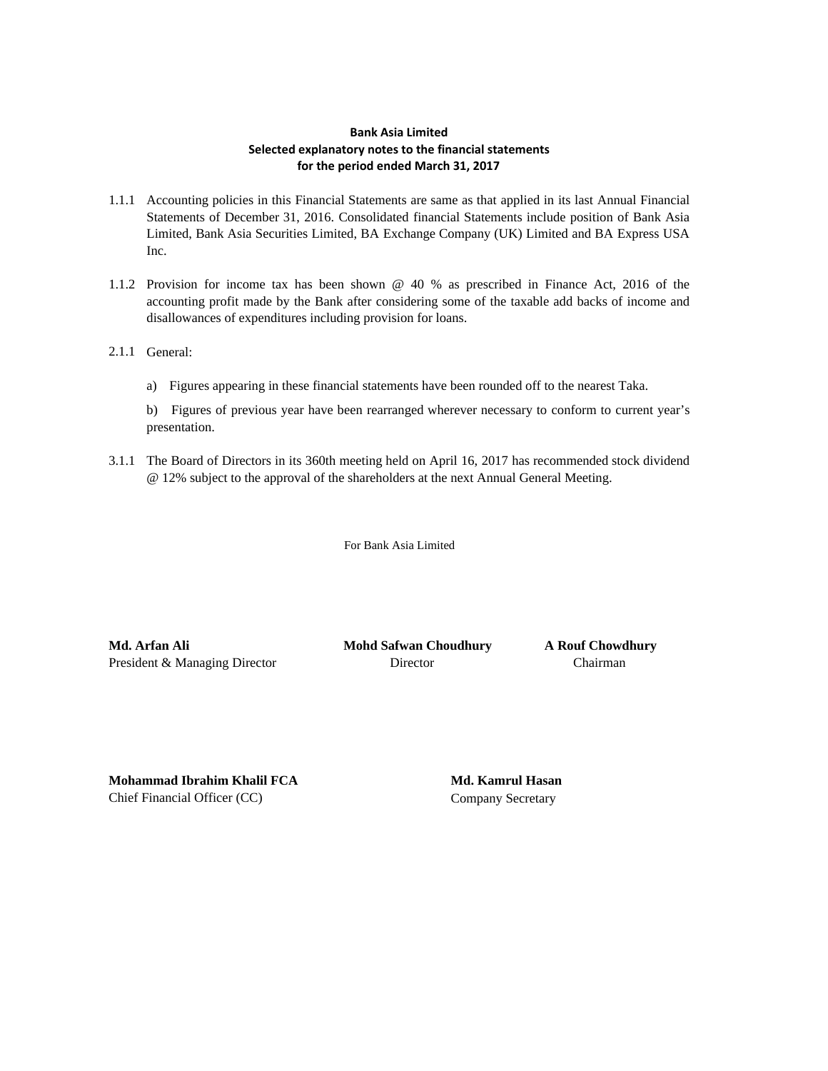**Bank Asia Limited**
**Selected explanatory notes to the financial statements**
**for the period ended March 31, 2017**

1.1.1 Accounting policies in this Financial Statements are same as that applied in its last Annual Financial Statements of December 31, 2016. Consolidated financial Statements include position of Bank Asia Limited, Bank Asia Securities Limited, BA Exchange Company (UK) Limited and BA Express USA Inc.

1.1.2 Provision for income tax has been shown @ 40 % as prescribed in Finance Act, 2016 of the accounting profit made by the Bank after considering some of the taxable add backs of income and disallowances of expenditures including provision for loans.

2.1.1 General:

a) Figures appearing in these financial statements have been rounded off to the nearest Taka.

b) Figures of previous year have been rearranged wherever necessary to conform to current year's presentation.

3.1.1 The Board of Directors in its 360th meeting held on April 16, 2017 has recommended stock dividend @ 12% subject to the approval of the shareholders at the next Annual General Meeting.

For Bank Asia Limited

| **Md. Arfan Ali** | **Mohd Safwan Choudhury** | **A Rouf Chowdhury** |
|---|---|---|
| President & Managing Director | Director | Chairman |

| **Mohammad Ibrahim Khalil FCA** | **Md. Kamrul Hasan** |
|---|---|
| Chief Financial Officer (CC) | Company Secretary |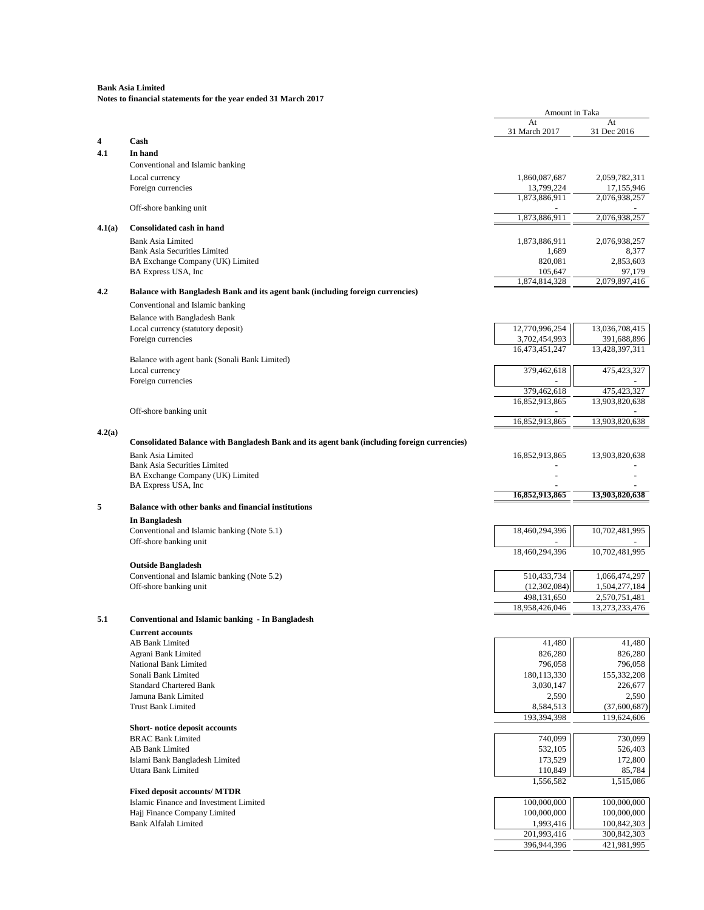**Bank Asia Limited**
**Notes to financial statements for the year ended 31 March 2017**

| | | Amount in Taka | |
|---|---|---|---|
| | | At 31 March 2017 | At 31 Dec 2016 |
| **4** | **Cash** | | |
| **4.1** | **In hand** | | |
| | Conventional and Islamic banking | | |
| | Local currency | 1,860,087,687 | 2,059,782,311 |
| | Foreign currencies | 13,799,224 | 17,155,946 |
| | | 1,873,886,911 | 2,076,938,257 |
| | Off-shore banking unit | - | - |
| | | 1,873,886,911 | 2,076,938,257 |
| **4.1(a)** | **Consolidated cash in hand** | | |
| | Bank Asia Limited | 1,873,886,911 | 2,076,938,257 |
| | Bank Asia Securities Limited | 1,689 | 8,377 |
| | BA Exchange Company (UK) Limited | 820,081 | 2,853,603 |
| | BA Express USA, Inc | 105,647 | 97,179 |
| | | 1,874,814,328 | 2,079,897,416 |
| **4.2** | **Balance with Bangladesh Bank and its agent bank (including foreign currencies)** | | |
| | Conventional and Islamic banking | | |
| | Balance with Bangladesh Bank | | |
| | Local currency (statutory deposit) | 12,770,996,254 | 13,036,708,415 |
| | Foreign currencies | 3,702,454,993 | 391,688,896 |
| | | 16,473,451,247 | 13,428,397,311 |
| | Balance with agent bank (Sonali Bank Limited) | | |
| | Local currency | 379,462,618 | 475,423,327 |
| | Foreign currencies | - | - |
| | | 379,462,618 | 475,423,327 |
| | | 16,852,913,865 | 13,903,820,638 |
| | Off-shore banking unit | - | - |
| | | 16,852,913,865 | 13,903,820,638 |
| **4.2(a)** | **Consolidated Balance with Bangladesh Bank and its agent bank (including foreign currencies)** | | |
| | Bank Asia Limited | 16,852,913,865 | 13,903,820,638 |
| | Bank Asia Securities Limited | - | - |
| | BA Exchange Company (UK) Limited | - | - |
| | BA Express USA, Inc | - | - |
| | | **16,852,913,865** | **13,903,820,638** |
| **5** | **Balance with other banks and financial institutions** | | |
| | **In Bangladesh** | | |
| | Conventional and Islamic banking (Note 5.1) | 18,460,294,396 | 10,702,481,995 |
| | Off-shore banking unit | - | - |
| | | 18,460,294,396 | 10,702,481,995 |
| | **Outside Bangladesh** | | |
| | Conventional and Islamic banking (Note 5.2) | 510,433,734 | 1,066,474,297 |
| | Off-shore banking unit | (12,302,084) | 1,504,277,184 |
| | | 498,131,650 | 2,570,751,481 |
| | | 18,958,426,046 | 13,273,233,476 |
| **5.1** | **Conventional and Islamic banking - In Bangladesh** | | |
| | **Current accounts** | | |
| | AB Bank Limited | 41,480 | 41,480 |
| | Agrani Bank Limited | 826,280 | 826,280 |
| | National Bank Limited | 796,058 | 796,058 |
| | Sonali Bank Limited | 180,113,330 | 155,332,208 |
| | Standard Chartered Bank | 3,030,147 | 226,677 |
| | Jamuna Bank Limited | 2,590 | 2,590 |
| | Trust Bank Limited | 8,584,513 | (37,600,687) |
| | | 193,394,398 | 119,624,606 |
| | **Short- notice deposit accounts** | | |
| | BRAC Bank Limited | 740,099 | 730,099 |
| | AB Bank Limited | 532,105 | 526,403 |
| | Islami Bank Bangladesh Limited | 173,529 | 172,800 |
| | Uttara Bank Limited | 110,849 | 85,784 |
| | | 1,556,582 | 1,515,086 |
| | **Fixed deposit accounts/ MTDR** | | |
| | Islamic Finance and Investment Limited | 100,000,000 | 100,000,000 |
| | Hajj Finance Company Limited | 100,000,000 | 100,000,000 |
| | Bank Alfalah Limited | 1,993,416 | 100,842,303 |
| | | 201,993,416 | 300,842,303 |
| | | 396,944,396 | 421,981,995 |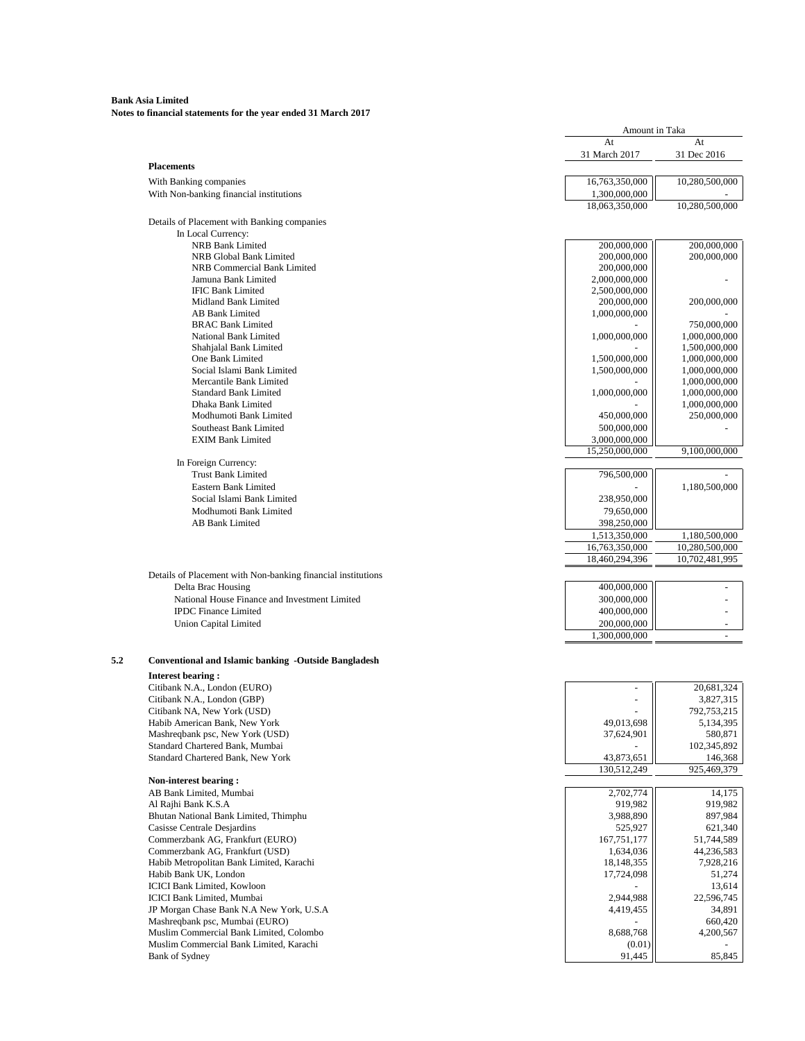**Bank Asia Limited**
**Notes to financial statements for the year ended 31 March 2017**

| | Amount in Taka | |
|---|---|---|
| | At 31 March 2017 | At 31 Dec 2016 |
| **Placements** | | |
| With Banking companies | 16,763,350,000 | 10,280,500,000 |
| With Non-banking financial institutions | 1,300,000,000 | - |
| | 18,063,350,000 | 10,280,500,000 |
| Details of Placement with Banking companies | | |
| In Local Currency: | | |
| NRB Bank Limited | 200,000,000 | 200,000,000 |
| NRB Global Bank Limited | 200,000,000 | 200,000,000 |
| NRB Commercial Bank Limited | 200,000,000 | |
| Jamuna Bank Limited | 2,000,000,000 | - |
| IFIC Bank Limited | 2,500,000,000 | |
| Midland Bank Limited | 200,000,000 | 200,000,000 |
| AB Bank Limited | 1,000,000,000 | - |
| BRAC Bank Limited | - | 750,000,000 |
| National Bank Limited | 1,000,000,000 | 1,000,000,000 |
| Shahjalal Bank Limited | - | 1,500,000,000 |
| One Bank Limited | 1,500,000,000 | 1,000,000,000 |
| Social Islami Bank Limited | 1,500,000,000 | 1,000,000,000 |
| Mercantile Bank Limited | - | 1,000,000,000 |
| Standard Bank Limited | 1,000,000,000 | 1,000,000,000 |
| Dhaka Bank Limited | - | 1,000,000,000 |
| Modhumoti Bank Limited | 450,000,000 | 250,000,000 |
| Southeast Bank Limited | 500,000,000 | - |
| EXIM Bank Limited | 3,000,000,000 | |
| | 15,250,000,000 | 9,100,000,000 |
| In Foreign Currency: | | |
| Trust Bank Limited | 796,500,000 | - |
| Eastern Bank Limited | - | 1,180,500,000 |
| Social Islami Bank Limited | 238,950,000 | |
| Modhumoti Bank Limited | 79,650,000 | |
| AB Bank Limited | 398,250,000 | |
| | 1,513,350,000 | 1,180,500,000 |
| | 16,763,350,000 | 10,280,500,000 |
| | 18,460,294,396 | 10,702,481,995 |
| Details of Placement with Non-banking financial institutions | | |
| Delta Brac Housing | 400,000,000 | - |
| National House Finance and Investment Limited | 300,000,000 | - |
| IPDC Finance Limited | 400,000,000 | - |
| Union Capital Limited | 200,000,000 | - |
| | 1,300,000,000 | - |

**5.2 Conventional and Islamic banking -Outside Bangladesh**

| | At 31 March 2017 | At 31 Dec 2016 |
|---|---|---|
| **Interest bearing :** | | |
| Citibank N.A., London (EURO) | - | 20,681,324 |
| Citibank N.A., London (GBP) | - | 3,827,315 |
| Citibank NA, New York (USD) | - | 792,753,215 |
| Habib American Bank, New York | 49,013,698 | 5,134,395 |
| Mashreqbank psc, New York (USD) | 37,624,901 | 580,871 |
| Standard Chartered Bank, Mumbai | - | 102,345,892 |
| Standard Chartered Bank, New York | 43,873,651 | 146,368 |
| | 130,512,249 | 925,469,379 |
| **Non-interest bearing :** | | |
| AB Bank Limited, Mumbai | 2,702,774 | 14,175 |
| Al Rajhi Bank K.S.A | 919,982 | 919,982 |
| Bhutan National Bank Limited, Thimphu | 3,988,890 | 897,984 |
| Casisse Centrale Desjardins | 525,927 | 621,340 |
| Commerzbank AG, Frankfurt (EURO) | 167,751,177 | 51,744,589 |
| Commerzbank AG, Frankfurt (USD) | 1,634,036 | 44,236,583 |
| Habib Metropolitan Bank Limited, Karachi | 18,148,355 | 7,928,216 |
| Habib Bank UK, London | 17,724,098 | 51,274 |
| ICICI Bank Limited, Kowloon | - | 13,614 |
| ICICI Bank Limited, Mumbai | 2,944,988 | 22,596,745 |
| JP Morgan Chase Bank N.A New York, U.S.A | 4,419,455 | 34,891 |
| Mashreqbank psc, Mumbai (EURO) | - | 660,420 |
| Muslim Commercial Bank Limited, Colombo | 8,688,768 | 4,200,567 |
| Muslim Commercial Bank Limited, Karachi | (0.01) | - |
| Bank of Sydney | 91,445 | 85,845 |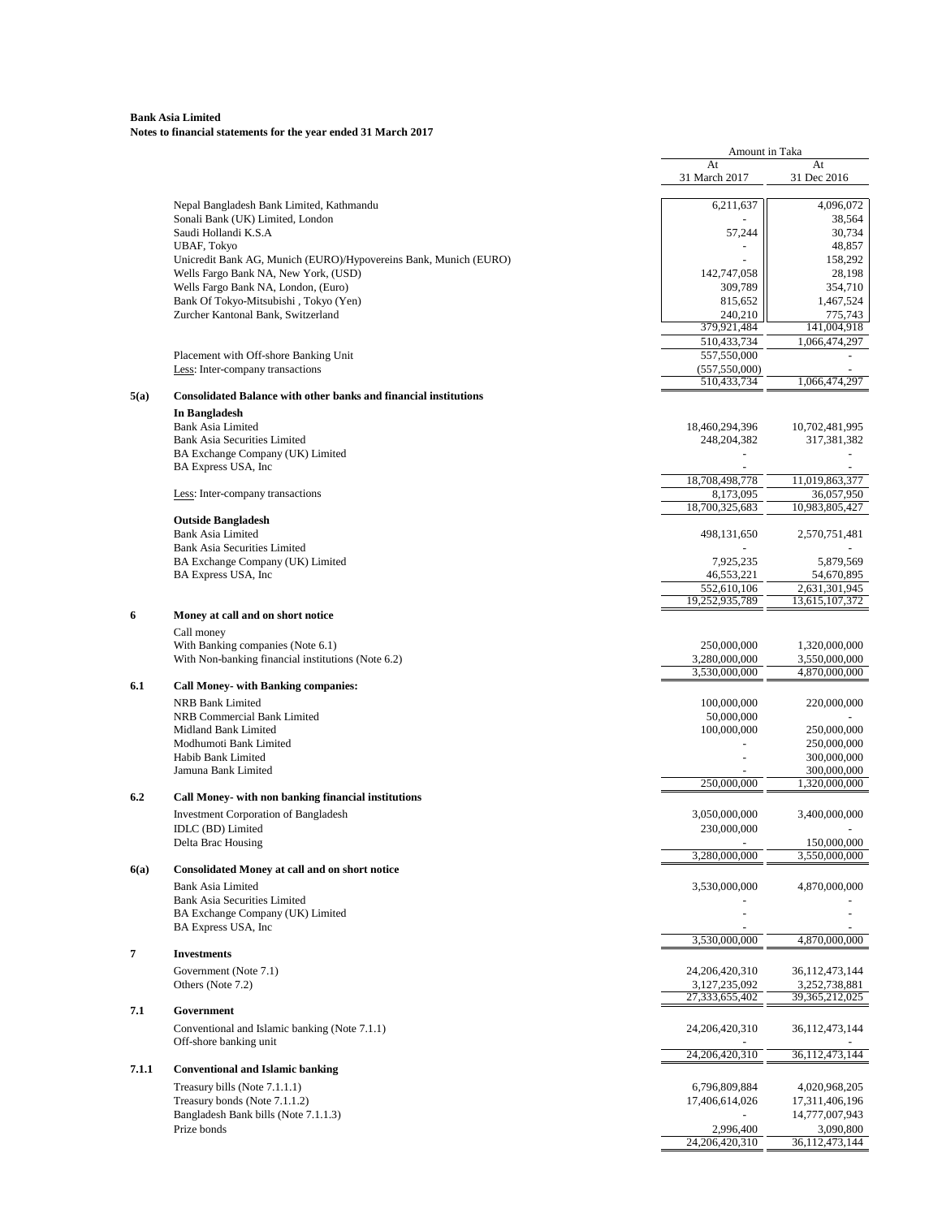**Bank Asia Limited**
**Notes to financial statements for the year ended 31 March 2017**

| | | Amount in Taka | |
|---|---|---|---|
| | | At 31 March 2017 | At 31 Dec 2016 |
| | Nepal Bangladesh Bank Limited, Kathmandu | 6,211,637 | 4,096,072 |
| | Sonali Bank (UK) Limited, London | - | 38,564 |
| | Saudi Hollandi K.S.A | 57,244 | 30,734 |
| | UBAF, Tokyo | - | 48,857 |
| | Unicredit Bank AG, Munich (EURO)/Hypovereins Bank, Munich (EURO) | - | 158,292 |
| | Wells Fargo Bank NA, New York, (USD) | 142,747,058 | 28,198 |
| | Wells Fargo Bank NA, London, (Euro) | 309,789 | 354,710 |
| | Bank Of Tokyo-Mitsubishi , Tokyo (Yen) | 815,652 | 1,467,524 |
| | Zurcher Kantonal Bank, Switzerland | 240,210 | 775,743 |
| | | 379,921,484 | 141,004,918 |
| | | 510,433,734 | 1,066,474,297 |
| | Placement with Off-shore Banking Unit | 557,550,000 | - |
| | Less: Inter-company transactions | (557,550,000) | - |
| | | 510,433,734 | 1,066,474,297 |
| **5(a)** | **Consolidated Balance with other banks and financial institutions** | | |
| | **In Bangladesh** | | |
| | Bank Asia Limited | 18,460,294,396 | 10,702,481,995 |
| | Bank Asia Securities Limited | 248,204,382 | 317,381,382 |
| | BA Exchange Company (UK) Limited | - | - |
| | BA Express USA, Inc | - | - |
| | | 18,708,498,778 | 11,019,863,377 |
| | Less: Inter-company transactions | 8,173,095 | 36,057,950 |
| | | 18,700,325,683 | 10,983,805,427 |
| | **Outside Bangladesh** | | |
| | Bank Asia Limited | 498,131,650 | 2,570,751,481 |
| | Bank Asia Securities Limited | - | - |
| | BA Exchange Company (UK) Limited | 7,925,235 | 5,879,569 |
| | BA Express USA, Inc | 46,553,221 | 54,670,895 |
| | | 552,610,106 | 2,631,301,945 |
| | | 19,252,935,789 | 13,615,107,372 |
| **6** | **Money at call and on short notice** | | |
| | Call money | | |
| | With Banking companies (Note 6.1) | 250,000,000 | 1,320,000,000 |
| | With Non-banking financial institutions (Note 6.2) | 3,280,000,000 | 3,550,000,000 |
| | | 3,530,000,000 | 4,870,000,000 |
| **6.1** | **Call Money- with Banking companies:** | | |
| | NRB Bank Limited | 100,000,000 | 220,000,000 |
| | NRB Commercial Bank Limited | 50,000,000 | - |
| | Midland Bank Limited | 100,000,000 | 250,000,000 |
| | Modhumoti Bank Limited | - | 250,000,000 |
| | Habib Bank Limited | - | 300,000,000 |
| | Jamuna Bank Limited | - | 300,000,000 |
| | | 250,000,000 | 1,320,000,000 |
| **6.2** | **Call Money- with non banking financial institutions** | | |
| | Investment Corporation of Bangladesh | 3,050,000,000 | 3,400,000,000 |
| | IDLC (BD) Limited | 230,000,000 | - |
| | Delta Brac Housing | - | 150,000,000 |
| | | 3,280,000,000 | 3,550,000,000 |
| **6(a)** | **Consolidated Money at call and on short notice** | | |
| | Bank Asia Limited | 3,530,000,000 | 4,870,000,000 |
| | Bank Asia Securities Limited | - | - |
| | BA Exchange Company (UK) Limited | - | - |
| | BA Express USA, Inc | - | - |
| | | 3,530,000,000 | 4,870,000,000 |
| **7** | **Investments** | | |
| | Government (Note 7.1) | 24,206,420,310 | 36,112,473,144 |
| | Others (Note 7.2) | 3,127,235,092 | 3,252,738,881 |
| | | 27,333,655,402 | 39,365,212,025 |
| **7.1** | **Government** | | |
| | Conventional and Islamic banking (Note 7.1.1) | 24,206,420,310 | 36,112,473,144 |
| | Off-shore banking unit | - | - |
| | | 24,206,420,310 | 36,112,473,144 |
| **7.1.1** | **Conventional and Islamic banking** | | |
| | Treasury bills (Note 7.1.1.1) | 6,796,809,884 | 4,020,968,205 |
| | Treasury bonds (Note 7.1.1.2) | 17,406,614,026 | 17,311,406,196 |
| | Bangladesh Bank bills (Note 7.1.1.3) | - | 14,777,007,943 |
| | Prize bonds | 2,996,400 | 3,090,800 |
| | | 24,206,420,310 | 36,112,473,144 |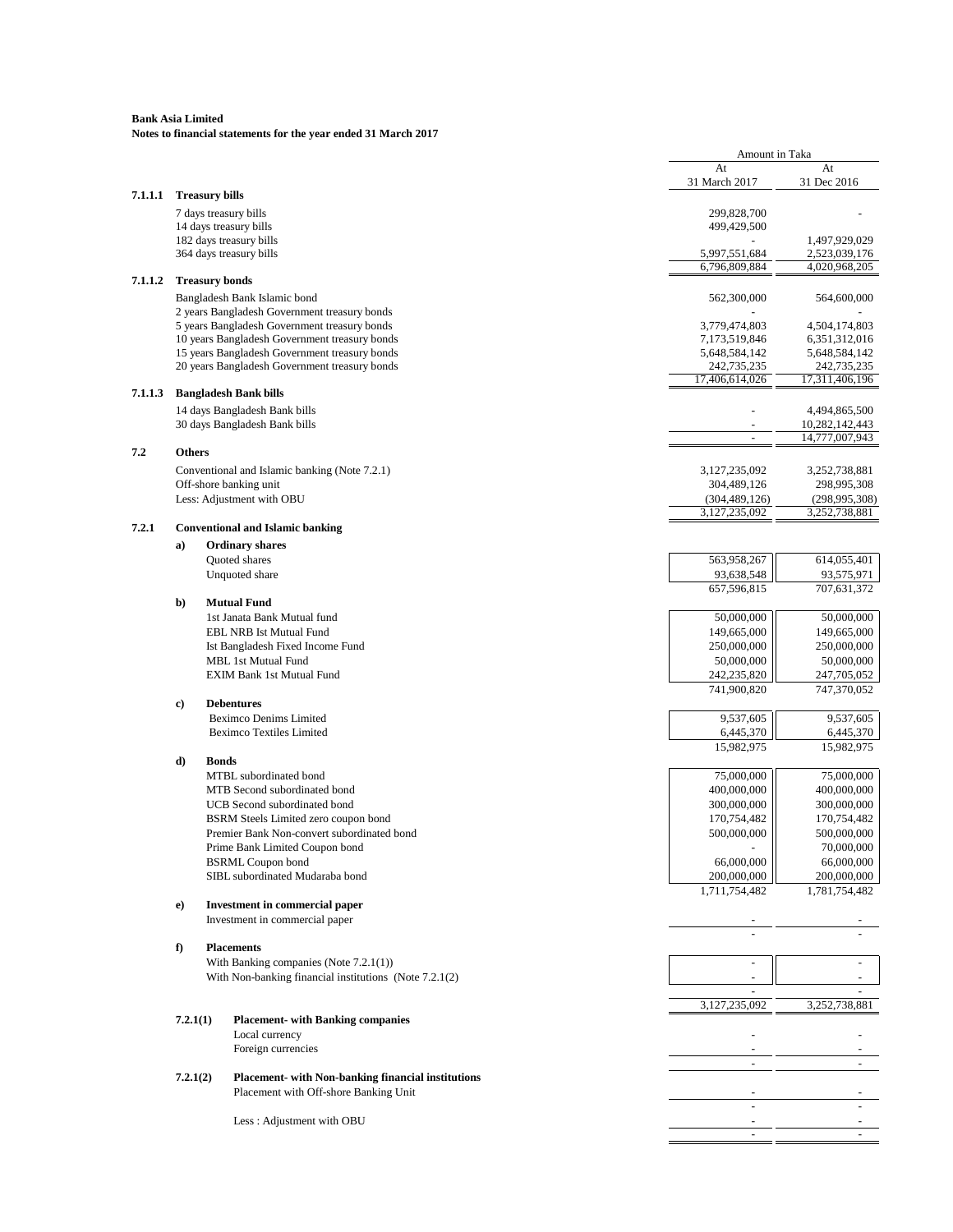**Bank Asia Limited**
**Notes to financial statements for the year ended 31 March 2017**

| | | Amount in Taka | |
|---|---|---|---|
| | | At 31 March 2017 | At 31 Dec 2016 |
| **7.1.1.1** | **Treasury bills** | | |
| | 7 days treasury bills | 299,828,700 | - |
| | 14 days treasury bills | 499,429,500 | |
| | 182 days treasury bills | - | 1,497,929,029 |
| | 364 days treasury bills | 5,997,551,684 | 2,523,039,176 |
| | | 6,796,809,884 | 4,020,968,205 |
| **7.1.1.2** | **Treasury bonds** | | |
| | Bangladesh Bank Islamic bond | 562,300,000 | 564,600,000 |
| | 2 years Bangladesh Government treasury bonds | - | - |
| | 5 years Bangladesh Government treasury bonds | 3,779,474,803 | 4,504,174,803 |
| | 10 years Bangladesh Government treasury bonds | 7,173,519,846 | 6,351,312,016 |
| | 15 years Bangladesh Government treasury bonds | 5,648,584,142 | 5,648,584,142 |
| | 20 years Bangladesh Government treasury bonds | 242,735,235 | 242,735,235 |
| | | 17,406,614,026 | 17,311,406,196 |
| **7.1.1.3** | **Bangladesh Bank bills** | | |
| | 14 days Bangladesh Bank bills | - | 4,494,865,500 |
| | 30 days Bangladesh Bank bills | - | 10,282,142,443 |
| | | - | 14,777,007,943 |
| **7.2** | **Others** | | |
| | Conventional and Islamic banking (Note 7.2.1) | 3,127,235,092 | 3,252,738,881 |
| | Off-shore banking unit | 304,489,126 | 298,995,308 |
| | Less: Adjustment with OBU | (304,489,126) | (298,995,308) |
| | | 3,127,235,092 | 3,252,738,881 |
| **7.2.1** | **Conventional and Islamic banking** | | |
| **a)** | **Ordinary shares** | | |
| | Quoted shares | 563,958,267 | 614,055,401 |
| | Unquoted share | 93,638,548 | 93,575,971 |
| | | 657,596,815 | 707,631,372 |
| **b)** | **Mutual Fund** | | |
| | 1st Janata Bank Mutual fund | 50,000,000 | 50,000,000 |
| | EBL NRB Ist Mutual Fund | 149,665,000 | 149,665,000 |
| | Ist Bangladesh Fixed Income Fund | 250,000,000 | 250,000,000 |
| | MBL 1st Mutual Fund | 50,000,000 | 50,000,000 |
| | EXIM Bank 1st Mutual Fund | 242,235,820 | 247,705,052 |
| | | 741,900,820 | 747,370,052 |
| **c)** | **Debentures** | | |
| | Beximco Denims Limited | 9,537,605 | 9,537,605 |
| | Beximco Textiles Limited | 6,445,370 | 6,445,370 |
| | | 15,982,975 | 15,982,975 |
| **d)** | **Bonds** | | |
| | MTBL subordinated bond | 75,000,000 | 75,000,000 |
| | MTB Second subordinated bond | 400,000,000 | 400,000,000 |
| | UCB Second subordinated bond | 300,000,000 | 300,000,000 |
| | BSRM Steels Limited zero coupon bond | 170,754,482 | 170,754,482 |
| | Premier Bank Non-convert subordinated bond | 500,000,000 | 500,000,000 |
| | Prime Bank Limited Coupon bond | - | 70,000,000 |
| | BSRML Coupon bond | 66,000,000 | 66,000,000 |
| | SIBL subordinated Mudaraba bond | 200,000,000 | 200,000,000 |
| | | 1,711,754,482 | 1,781,754,482 |
| **e)** | **Investment in commercial paper** | | |
| | Investment in commercial paper | - | - |
| | | - | - |
| **f)** | **Placements** | | |
| | With Banking companies (Note 7.2.1(1)) | - | - |
| | With Non-banking financial institutions (Note 7.2.1(2) | - | - |
| | | - | - |
| | | 3,127,235,092 | 3,252,738,881 |
| **7.2.1(1)** | **Placement- with Banking companies** | | |
| | Local currency | - | - |
| | Foreign currencies | - | - |
| | | - | - |
| **7.2.1(2)** | **Placement- with Non-banking financial institutions** | | |
| | Placement with Off-shore Banking Unit | - | - |
| | | - | - |
| | Less : Adjustment with OBU | - | - |
| | | - | - |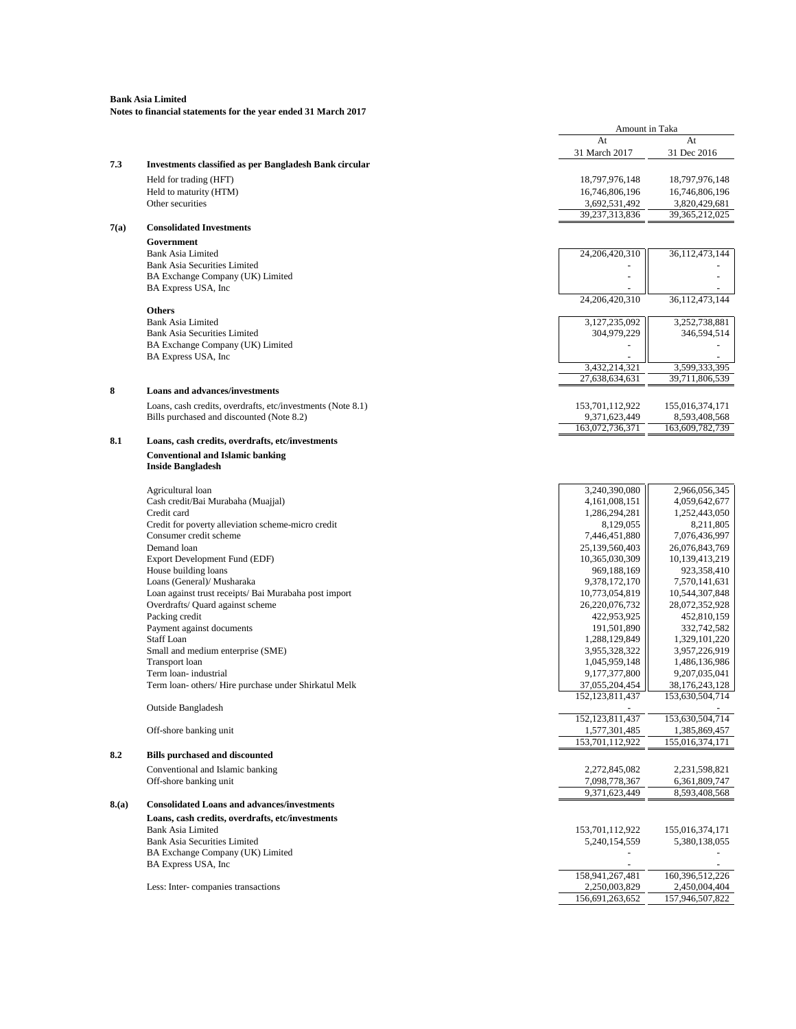**Bank Asia Limited**

**Notes to financial statements for the year ended 31 March 2017**

| | | Amount in Taka | |
|---|---|---|---|
| | | At 31 March 2017 | At 31 Dec 2016 |
| **7.3** | **Investments classified as per Bangladesh Bank circular** | | |
| | Held for trading (HFT) | 18,797,976,148 | 18,797,976,148 |
| | Held to maturity (HTM) | 16,746,806,196 | 16,746,806,196 |
| | Other securities | 3,692,531,492 | 3,820,429,681 |
| | | 39,237,313,836 | 39,365,212,025 |
| **7(a)** | **Consolidated Investments** | | |
| | **Government** | | |
| | Bank Asia Limited | 24,206,420,310 | 36,112,473,144 |
| | Bank Asia Securities Limited | - | - |
| | BA Exchange Company (UK) Limited | - | - |
| | BA Express USA, Inc | - | - |
| | | 24,206,420,310 | 36,112,473,144 |
| | **Others** | | |
| | Bank Asia Limited | 3,127,235,092 | 3,252,738,881 |
| | Bank Asia Securities Limited | 304,979,229 | 346,594,514 |
| | BA Exchange Company (UK) Limited | - | - |
| | BA Express USA, Inc | - | - |
| | | 3,432,214,321 | 3,599,333,395 |
| | | 27,638,634,631 | 39,711,806,539 |
| **8** | **Loans and advances/investments** | | |
| | Loans, cash credits, overdrafts, etc/investments (Note 8.1) | 153,701,112,922 | 155,016,374,171 |
| | Bills purchased and discounted (Note 8.2) | 9,371,623,449 | 8,593,408,568 |
| | | 163,072,736,371 | 163,609,782,739 |
| **8.1** | **Loans, cash credits, overdrafts, etc/investments** | | |
| | **Conventional and Islamic banking** | | |
| | **Inside Bangladesh** | | |
| | Agricultural loan | 3,240,390,080 | 2,966,056,345 |
| | Cash credit/Bai Murabaha (Muajjal) | 4,161,008,151 | 4,059,642,677 |
| | Credit card | 1,286,294,281 | 1,252,443,050 |
| | Credit for poverty alleviation scheme-micro credit | 8,129,055 | 8,211,805 |
| | Consumer credit scheme | 7,446,451,880 | 7,076,436,997 |
| | Demand loan | 25,139,560,403 | 26,076,843,769 |
| | Export Development Fund (EDF) | 10,365,030,309 | 10,139,413,219 |
| | House building loans | 969,188,169 | 923,358,410 |
| | Loans (General)/ Musharaka | 9,378,172,170 | 7,570,141,631 |
| | Loan against trust receipts/ Bai Murabaha post import | 10,773,054,819 | 10,544,307,848 |
| | Overdrafts/ Quard against scheme | 26,220,076,732 | 28,072,352,928 |
| | Packing credit | 422,953,925 | 452,810,159 |
| | Payment against documents | 191,501,890 | 332,742,582 |
| | Staff Loan | 1,288,129,849 | 1,329,101,220 |
| | Small and medium enterprise (SME) | 3,955,328,322 | 3,957,226,919 |
| | Transport loan | 1,045,959,148 | 1,486,136,986 |
| | Term loan- industrial | 9,177,377,800 | 9,207,035,041 |
| | Term loan- others/ Hire purchase under Shirkatul Melk | 37,055,204,454 | 38,176,243,128 |
| | | 152,123,811,437 | 153,630,504,714 |
| | Outside Bangladesh | - | - |
| | | 152,123,811,437 | 153,630,504,714 |
| | Off-shore banking unit | 1,577,301,485 | 1,385,869,457 |
| | | 153,701,112,922 | 155,016,374,171 |
| **8.2** | **Bills purchased and discounted** | | |
| | Conventional and Islamic banking | 2,272,845,082 | 2,231,598,821 |
| | Off-shore banking unit | 7,098,778,367 | 6,361,809,747 |
| | | 9,371,623,449 | 8,593,408,568 |
| **8.(a)** | **Consolidated Loans and advances/investments** | | |
| | **Loans, cash credits, overdrafts, etc/investments** | | |
| | Bank Asia Limited | 153,701,112,922 | 155,016,374,171 |
| | Bank Asia Securities Limited | 5,240,154,559 | 5,380,138,055 |
| | BA Exchange Company (UK) Limited | - | - |
| | BA Express USA, Inc | - | - |
| | | 158,941,267,481 | 160,396,512,226 |
| | Less: Inter- companies transactions | 2,250,003,829 | 2,450,004,404 |
| | | 156,691,263,652 | 157,946,507,822 |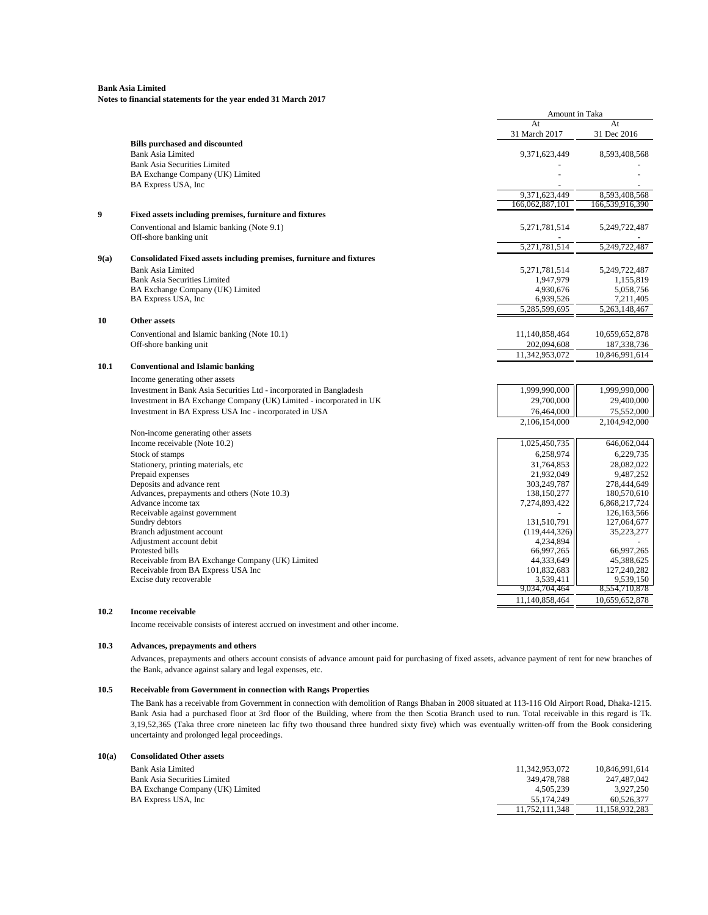**Bank Asia Limited**
**Notes to financial statements for the year ended 31 March 2017**

| | | Amount in Taka | |
|---|---|---|---|
| | | At 31 March 2017 | At 31 Dec 2016 |
| | **Bills purchased and discounted** | | |
| | Bank Asia Limited | 9,371,623,449 | 8,593,408,568 |
| | Bank Asia Securities Limited | - | - |
| | BA Exchange Company (UK) Limited | - | - |
| | BA Express USA, Inc | - | - |
| | | 9,371,623,449 | 8,593,408,568 |
| | | 166,062,887,101 | 166,539,916,390 |
| **9** | **Fixed assets including premises, furniture and fixtures** | | |
| | Conventional and Islamic banking (Note 9.1) | 5,271,781,514 | 5,249,722,487 |
| | Off-shore banking unit | - | - |
| | | 5,271,781,514 | 5,249,722,487 |
| **9(a)** | **Consolidated Fixed assets including premises, furniture and fixtures** | | |
| | Bank Asia Limited | 5,271,781,514 | 5,249,722,487 |
| | Bank Asia Securities Limited | 1,947,979 | 1,155,819 |
| | BA Exchange Company (UK) Limited | 4,930,676 | 5,058,756 |
| | BA Express USA, Inc | 6,939,526 | 7,211,405 |
| | | 5,285,599,695 | 5,263,148,467 |
| **10** | **Other assets** | | |
| | Conventional and Islamic banking (Note 10.1) | 11,140,858,464 | 10,659,652,878 |
| | Off-shore banking unit | 202,094,608 | 187,338,736 |
| | | 11,342,953,072 | 10,846,991,614 |
| **10.1** | **Conventional and Islamic banking** | | |
| | Income generating other assets | | |
| | Investment in Bank Asia Securities Ltd - incorporated in Bangladesh | 1,999,990,000 | 1,999,990,000 |
| | Investment in BA Exchange Company (UK) Limited - incorporated in UK | 29,700,000 | 29,400,000 |
| | Investment in BA Express USA Inc - incorporated in USA | 76,464,000 | 75,552,000 |
| | | 2,106,154,000 | 2,104,942,000 |
| | Non-income generating other assets | | |
| | Income receivable (Note 10.2) | 1,025,450,735 | 646,062,044 |
| | Stock of stamps | 6,258,974 | 6,229,735 |
| | Stationery, printing materials, etc | 31,764,853 | 28,082,022 |
| | Prepaid expenses | 21,932,049 | 9,487,252 |
| | Deposits and advance rent | 303,249,787 | 278,444,649 |
| | Advances, prepayments and others (Note 10.3) | 138,150,277 | 180,570,610 |
| | Advance income tax | 7,274,893,422 | 6,868,217,724 |
| | Receivable against government | - | 126,163,566 |
| | Sundry debtors | 131,510,791 | 127,064,677 |
| | Branch adjustment account | (119,444,326) | 35,223,277 |
| | Adjustment account debit | 4,234,894 | - |
| | Protested bills | 66,997,265 | 66,997,265 |
| | Receivable from BA Exchange Company (UK) Limited | 44,333,649 | 45,388,625 |
| | Receivable from BA Express USA Inc | 101,832,683 | 127,240,282 |
| | Excise duty recoverable | 3,539,411 | 9,539,150 |
| | | 9,034,704,464 | 8,554,710,878 |
| | | 11,140,858,464 | 10,659,652,878 |

**10.2 Income receivable**

Income receivable consists of interest accrued on investment and other income.

**10.3 Advances, prepayments and others**

Advances, prepayments and others account consists of advance amount paid for purchasing of fixed assets, advance payment of rent for new branches of the Bank, advance against salary and legal expenses, etc.

**10.5 Receivable from Government in connection with Rangs Properties**

The Bank has a receivable from Government in connection with demolition of Rangs Bhaban in 2008 situated at 113-116 Old Airport Road, Dhaka-1215. Bank Asia had a purchased floor at 3rd floor of the Building, where from the then Scotia Branch used to run. Total receivable in this regard is Tk. 3,19,52,365 (Taka three crore nineteen lac fifty two thousand three hundred sixty five) which was eventually written-off from the Book considering uncertainty and prolonged legal proceedings.

**10(a) Consolidated Other assets**

| | At 31 March 2017 | At 31 Dec 2016 |
|---|---|---|
| Bank Asia Limited | 11,342,953,072 | 10,846,991,614 |
| Bank Asia Securities Limited | 349,478,788 | 247,487,042 |
| BA Exchange Company (UK) Limited | 4,505,239 | 3,927,250 |
| BA Express USA, Inc | 55,174,249 | 60,526,377 |
| | 11,752,111,348 | 11,158,932,283 |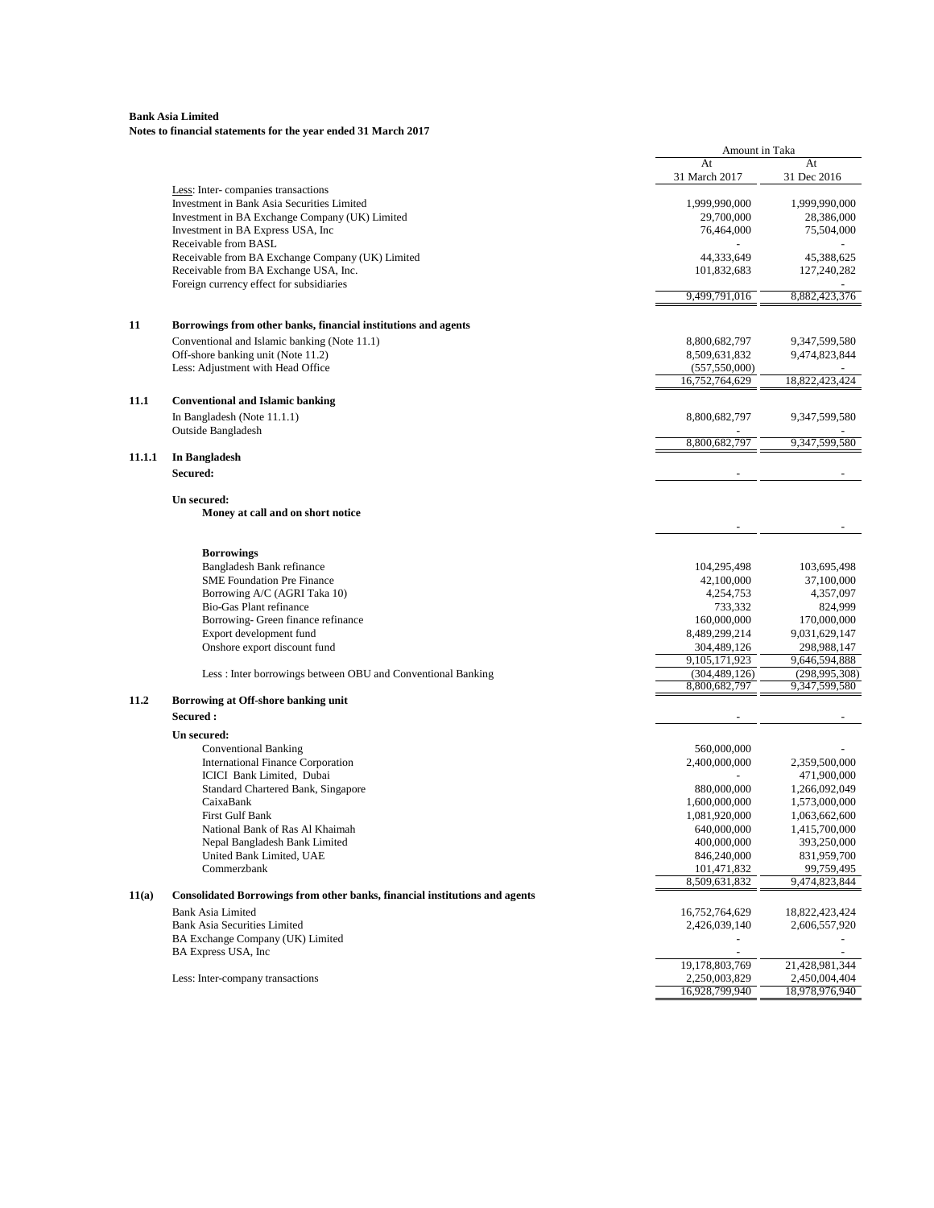**Bank Asia Limited**
**Notes to financial statements for the year ended 31 March 2017**

| | | Amount in Taka | |
|---|---|---|---|
| | | At 31 March 2017 | At 31 Dec 2016 |
| | Less: Inter- companies transactions | | |
| | Investment in Bank Asia Securities Limited | 1,999,990,000 | 1,999,990,000 |
| | Investment in BA Exchange Company (UK) Limited | 29,700,000 | 28,386,000 |
| | Investment in BA Express USA, Inc | 76,464,000 | 75,504,000 |
| | Receivable from BASL | - | - |
| | Receivable from BA Exchange Company (UK) Limited | 44,333,649 | 45,388,625 |
| | Receivable from BA Exchange USA, Inc. | 101,832,683 | 127,240,282 |
| | Foreign currency effect for subsidiaries | | - |
| | | 9,499,791,016 | 8,882,423,376 |
| **11** | **Borrowings from other banks, financial institutions and agents** | | |
| | Conventional and Islamic banking (Note 11.1) | 8,800,682,797 | 9,347,599,580 |
| | Off-shore banking unit (Note 11.2) | 8,509,631,832 | 9,474,823,844 |
| | Less: Adjustment with Head Office | (557,550,000) | - |
| | | 16,752,764,629 | 18,822,423,424 |
| **11.1** | **Conventional and Islamic banking** | | |
| | In Bangladesh (Note 11.1.1) | 8,800,682,797 | 9,347,599,580 |
| | Outside Bangladesh | - | - |
| | | 8,800,682,797 | 9,347,599,580 |
| **11.1.1** | **In Bangladesh** | | |
| | **Secured:** | - | - |
| | **Un secured:** | | |
| | **Money at call and on short notice** | | |
| | | - | - |
| | **Borrowings** | | |
| | Bangladesh Bank refinance | 104,295,498 | 103,695,498 |
| | SME Foundation Pre Finance | 42,100,000 | 37,100,000 |
| | Borrowing A/C (AGRI Taka 10) | 4,254,753 | 4,357,097 |
| | Bio-Gas Plant refinance | 733,332 | 824,999 |
| | Borrowing- Green finance refinance | 160,000,000 | 170,000,000 |
| | Export development fund | 8,489,299,214 | 9,031,629,147 |
| | Onshore export discount fund | 304,489,126 | 298,988,147 |
| | | 9,105,171,923 | 9,646,594,888 |
| | Less : Inter borrowings between OBU and Conventional Banking | (304,489,126) | (298,995,308) |
| | | 8,800,682,797 | 9,347,599,580 |
| **11.2** | **Borrowing at Off-shore banking unit** | | |
| | **Secured :** | - | - |
| | **Un secured:** | | |
| | Conventional Banking | 560,000,000 | - |
| | International Finance Corporation | 2,400,000,000 | 2,359,500,000 |
| | ICICI Bank Limited, Dubai | - | 471,900,000 |
| | Standard Chartered Bank, Singapore | 880,000,000 | 1,266,092,049 |
| | CaixaBank | 1,600,000,000 | 1,573,000,000 |
| | First Gulf Bank | 1,081,920,000 | 1,063,662,600 |
| | National Bank of Ras Al Khaimah | 640,000,000 | 1,415,700,000 |
| | Nepal Bangladesh Bank Limited | 400,000,000 | 393,250,000 |
| | United Bank Limited, UAE | 846,240,000 | 831,959,700 |
| | Commerzbank | 101,471,832 | 99,759,495 |
| | | 8,509,631,832 | 9,474,823,844 |
| **11(a)** | **Consolidated Borrowings from other banks, financial institutions and agents** | | |
| | Bank Asia Limited | 16,752,764,629 | 18,822,423,424 |
| | Bank Asia Securities Limited | 2,426,039,140 | 2,606,557,920 |
| | BA Exchange Company (UK) Limited | - | - |
| | BA Express USA, Inc | - | - |
| | | 19,178,803,769 | 21,428,981,344 |
| | Less: Inter-company transactions | 2,250,003,829 | 2,450,004,404 |
| | | 16,928,799,940 | 18,978,976,940 |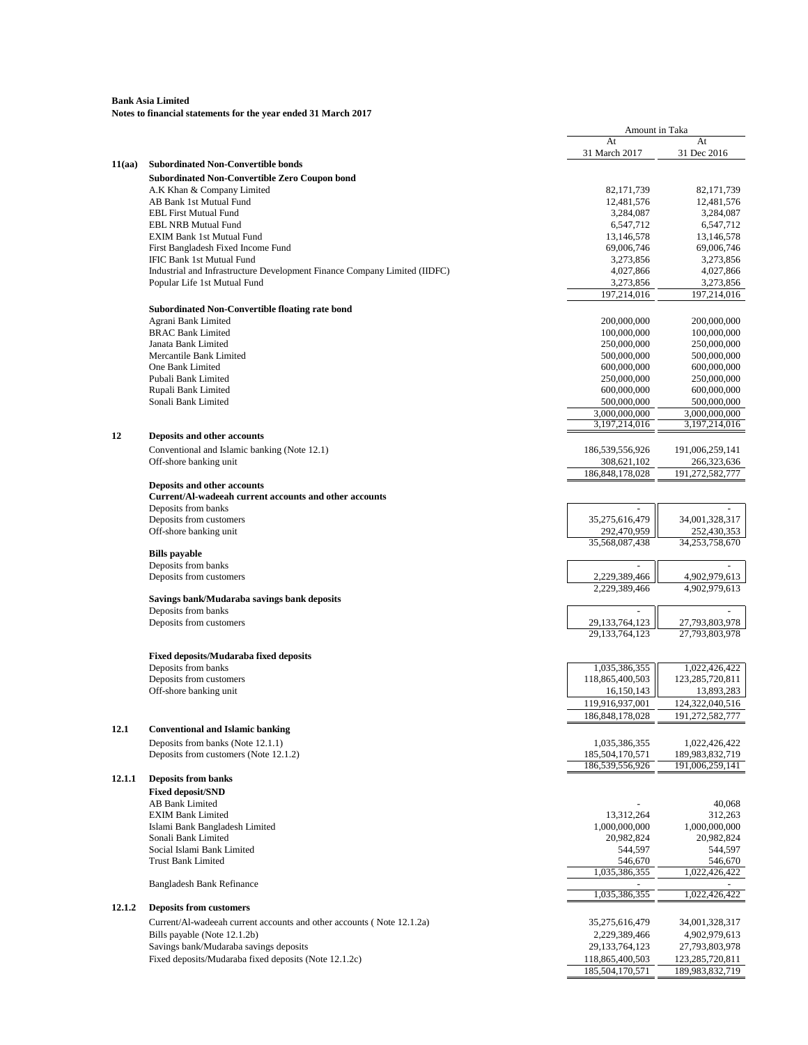**Bank Asia Limited**
**Notes to financial statements for the year ended 31 March 2017**

| | | Amount in Taka | |
|---|---|---|---|
| | | At 31 March 2017 | At 31 Dec 2016 |
| **11(aa)** | **Subordinated Non-Convertible bonds** | | |
| | **Subordinated Non-Convertible Zero Coupon bond** | | |
| | A.K Khan & Company Limited | 82,171,739 | 82,171,739 |
| | AB Bank 1st Mutual Fund | 12,481,576 | 12,481,576 |
| | EBL First Mutual Fund | 3,284,087 | 3,284,087 |
| | EBL NRB Mutual Fund | 6,547,712 | 6,547,712 |
| | EXIM Bank 1st Mutual Fund | 13,146,578 | 13,146,578 |
| | First Bangladesh Fixed Income Fund | 69,006,746 | 69,006,746 |
| | IFIC Bank 1st Mutual Fund | 3,273,856 | 3,273,856 |
| | Industrial and Infrastructure Development Finance Company Limited (IIDFC) | 4,027,866 | 4,027,866 |
| | Popular Life 1st Mutual Fund | 3,273,856 | 3,273,856 |
| | | 197,214,016 | 197,214,016 |
| | **Subordinated Non-Convertible floating rate bond** | | |
| | Agrani Bank Limited | 200,000,000 | 200,000,000 |
| | BRAC Bank Limited | 100,000,000 | 100,000,000 |
| | Janata Bank Limited | 250,000,000 | 250,000,000 |
| | Mercantile Bank Limited | 500,000,000 | 500,000,000 |
| | One Bank Limited | 600,000,000 | 600,000,000 |
| | Pubali Bank Limited | 250,000,000 | 250,000,000 |
| | Rupali Bank Limited | 600,000,000 | 600,000,000 |
| | Sonali Bank Limited | 500,000,000 | 500,000,000 |
| | | 3,000,000,000 | 3,000,000,000 |
| | | 3,197,214,016 | 3,197,214,016 |
| **12** | **Deposits and other accounts** | | |
| | Conventional and Islamic banking (Note 12.1) | 186,539,556,926 | 191,006,259,141 |
| | Off-shore banking unit | 308,621,102 | 266,323,636 |
| | | 186,848,178,028 | 191,272,582,777 |
| | **Deposits and other accounts** | | |
| | **Current/Al-wadeeah current accounts and other accounts** | | |
| | Deposits from banks | - | - |
| | Deposits from customers | 35,275,616,479 | 34,001,328,317 |
| | Off-shore banking unit | 292,470,959 | 252,430,353 |
| | | 35,568,087,438 | 34,253,758,670 |
| | **Bills payable** | | |
| | Deposits from banks | - | - |
| | Deposits from customers | 2,229,389,466 | 4,902,979,613 |
| | | 2,229,389,466 | 4,902,979,613 |
| | **Savings bank/Mudaraba savings bank deposits** | | |
| | Deposits from banks | - | - |
| | Deposits from customers | 29,133,764,123 | 27,793,803,978 |
| | | 29,133,764,123 | 27,793,803,978 |
| | **Fixed deposits/Mudaraba fixed deposits** | | |
| | Deposits from banks | 1,035,386,355 | 1,022,426,422 |
| | Deposits from customers | 118,865,400,503 | 123,285,720,811 |
| | Off-shore banking unit | 16,150,143 | 13,893,283 |
| | | 119,916,937,001 | 124,322,040,516 |
| | | 186,848,178,028 | 191,272,582,777 |
| **12.1** | **Conventional and Islamic banking** | | |
| | Deposits from banks (Note 12.1.1) | 1,035,386,355 | 1,022,426,422 |
| | Deposits from customers (Note 12.1.2) | 185,504,170,571 | 189,983,832,719 |
| | | 186,539,556,926 | 191,006,259,141 |
| **12.1.1** | **Deposits from banks** | | |
| | **Fixed deposit/SND** | | |
| | AB Bank Limited | - | 40,068 |
| | EXIM Bank Limited | 13,312,264 | 312,263 |
| | Islami Bank Bangladesh Limited | 1,000,000,000 | 1,000,000,000 |
| | Sonali Bank Limited | 20,982,824 | 20,982,824 |
| | Social Islami Bank Limited | 544,597 | 544,597 |
| | Trust Bank Limited | 546,670 | 546,670 |
| | | 1,035,386,355 | 1,022,426,422 |
| | Bangladesh Bank Refinance | - | - |
| | | 1,035,386,355 | 1,022,426,422 |
| **12.1.2** | **Deposits from customers** | | |
| | Current/Al-wadeeah current accounts and other accounts ( Note 12.1.2a) | 35,275,616,479 | 34,001,328,317 |
| | Bills payable (Note 12.1.2b) | 2,229,389,466 | 4,902,979,613 |
| | Savings bank/Mudaraba savings deposits | 29,133,764,123 | 27,793,803,978 |
| | Fixed deposits/Mudaraba fixed deposits (Note 12.1.2c) | 118,865,400,503 | 123,285,720,811 |
| | | 185,504,170,571 | 189,983,832,719 |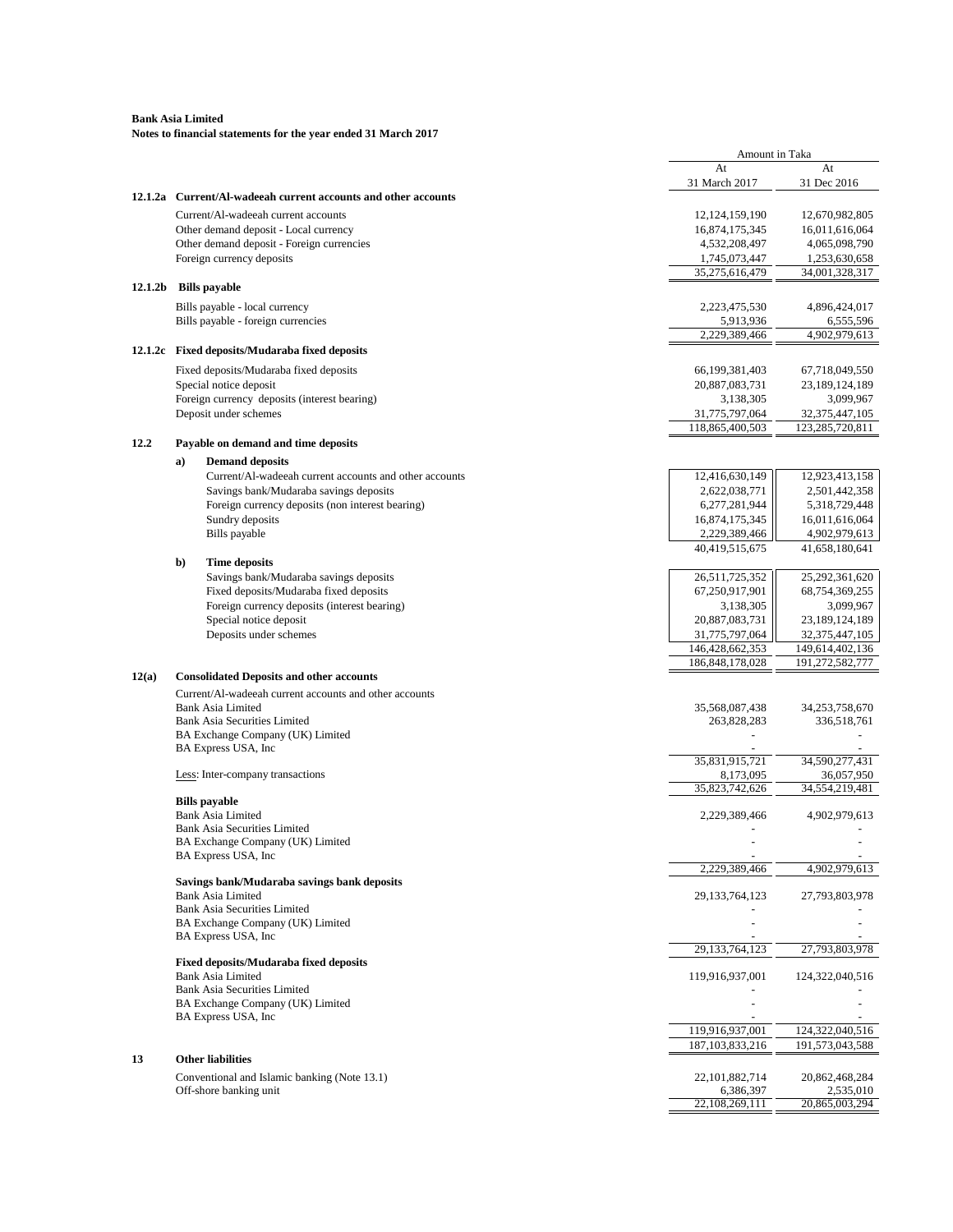**Bank Asia Limited**
**Notes to financial statements for the year ended 31 March 2017**

| | | Amount in Taka | |
|---|---|---|---|
| | | At 31 March 2017 | At 31 Dec 2016 |
| **12.1.2a** | **Current/Al-wadeeah current accounts and other accounts** | | |
| | Current/Al-wadeeah current accounts | 12,124,159,190 | 12,670,982,805 |
| | Other demand deposit - Local currency | 16,874,175,345 | 16,011,616,064 |
| | Other demand deposit - Foreign currencies | 4,532,208,497 | 4,065,098,790 |
| | Foreign currency deposits | 1,745,073,447 | 1,253,630,658 |
| | | 35,275,616,479 | 34,001,328,317 |
| **12.1.2b** | **Bills payable** | | |
| | Bills payable - local currency | 2,223,475,530 | 4,896,424,017 |
| | Bills payable - foreign currencies | 5,913,936 | 6,555,596 |
| | | 2,229,389,466 | 4,902,979,613 |
| **12.1.2c** | **Fixed deposits/Mudaraba fixed deposits** | | |
| | Fixed deposits/Mudaraba fixed deposits | 66,199,381,403 | 67,718,049,550 |
| | Special notice deposit | 20,887,083,731 | 23,189,124,189 |
| | Foreign currency deposits (interest bearing) | 3,138,305 | 3,099,967 |
| | Deposit under schemes | 31,775,797,064 | 32,375,447,105 |
| | | 118,865,400,503 | 123,285,720,811 |
| **12.2** | **Payable on demand and time deposits** | | |
| | **a) Demand deposits** | | |
| | Current/Al-wadeeah current accounts and other accounts | 12,416,630,149 | 12,923,413,158 |
| | Savings bank/Mudaraba savings deposits | 2,622,038,771 | 2,501,442,358 |
| | Foreign currency deposits (non interest bearing) | 6,277,281,944 | 5,318,729,448 |
| | Sundry deposits | 16,874,175,345 | 16,011,616,064 |
| | Bills payable | 2,229,389,466 | 4,902,979,613 |
| | | 40,419,515,675 | 41,658,180,641 |
| | **b) Time deposits** | | |
| | Savings bank/Mudaraba savings deposits | 26,511,725,352 | 25,292,361,620 |
| | Fixed deposits/Mudaraba fixed deposits | 67,250,917,901 | 68,754,369,255 |
| | Foreign currency deposits (interest bearing) | 3,138,305 | 3,099,967 |
| | Special notice deposit | 20,887,083,731 | 23,189,124,189 |
| | Deposits under schemes | 31,775,797,064 | 32,375,447,105 |
| | | 146,428,662,353 | 149,614,402,136 |
| | | 186,848,178,028 | 191,272,582,777 |
| **12(a)** | **Consolidated Deposits and other accounts** | | |
| | Current/Al-wadeeah current accounts and other accounts | | |
| | Bank Asia Limited | 35,568,087,438 | 34,253,758,670 |
| | Bank Asia Securities Limited | 263,828,283 | 336,518,761 |
| | BA Exchange Company (UK) Limited | - | - |
| | BA Express USA, Inc | - | - |
| | | 35,831,915,721 | 34,590,277,431 |
| | Less: Inter-company transactions | 8,173,095 | 36,057,950 |
| | | 35,823,742,626 | 34,554,219,481 |
| | **Bills payable** | | |
| | Bank Asia Limited | 2,229,389,466 | 4,902,979,613 |
| | Bank Asia Securities Limited | - | - |
| | BA Exchange Company (UK) Limited | - | - |
| | BA Express USA, Inc | - | - |
| | | 2,229,389,466 | 4,902,979,613 |
| | **Savings bank/Mudaraba savings bank deposits** | | |
| | Bank Asia Limited | 29,133,764,123 | 27,793,803,978 |
| | Bank Asia Securities Limited | - | - |
| | BA Exchange Company (UK) Limited | - | - |
| | BA Express USA, Inc | - | - |
| | | 29,133,764,123 | 27,793,803,978 |
| | **Fixed deposits/Mudaraba fixed deposits** | | |
| | Bank Asia Limited | 119,916,937,001 | 124,322,040,516 |
| | Bank Asia Securities Limited | - | - |
| | BA Exchange Company (UK) Limited | - | - |
| | BA Express USA, Inc | - | - |
| | | 119,916,937,001 | 124,322,040,516 |
| | | 187,103,833,216 | 191,573,043,588 |
| **13** | **Other liabilities** | | |
| | Conventional and Islamic banking (Note 13.1) | 22,101,882,714 | 20,862,468,284 |
| | Off-shore banking unit | 6,386,397 | 2,535,010 |
| | | 22,108,269,111 | 20,865,003,294 |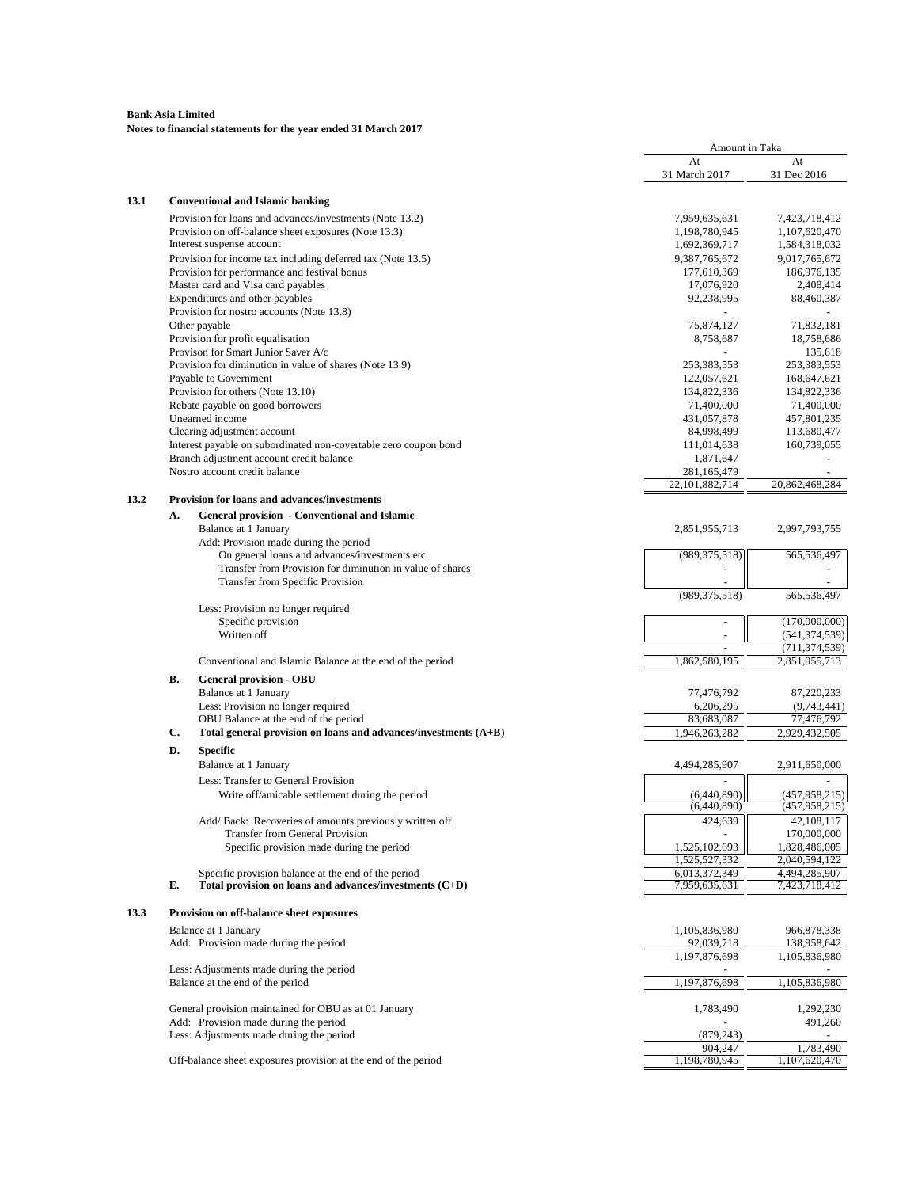**Bank Asia Limited**
**Notes to financial statements for the year ended 31 March 2017**

| | | | Amount in Taka | |
|---|---|---|---|---|
| | | | At 31 March 2017 | At 31 Dec 2016 |
| **13.1** | | **Conventional and Islamic banking** | | |
| | | Provision for loans and advances/investments (Note 13.2) | 7,959,635,631 | 7,423,718,412 |
| | | Provision on off-balance sheet exposures (Note 13.3) | 1,198,780,945 | 1,107,620,470 |
| | | Interest suspense account | 1,692,369,717 | 1,584,318,032 |
| | | Provision for income tax including deferred tax (Note 13.5) | 9,387,765,672 | 9,017,765,672 |
| | | Provision for performance and festival bonus | 177,610,369 | 186,976,135 |
| | | Master card and Visa card payables | 17,076,920 | 2,408,414 |
| | | Expenditures and other payables | 92,238,995 | 88,460,387 |
| | | Provision for nostro accounts (Note 13.8) | - | - |
| | | Other payable | 75,874,127 | 71,832,181 |
| | | Provision for profit equalisation | 8,758,687 | 18,758,686 |
| | | Provison for Smart Junior Saver A/c | - | 135,618 |
| | | Provision for diminution in value of shares (Note 13.9) | 253,383,553 | 253,383,553 |
| | | Payable to Government | 122,057,621 | 168,647,621 |
| | | Provision for others (Note 13.10) | 134,822,336 | 134,822,336 |
| | | Rebate payable on good borrowers | 71,400,000 | 71,400,000 |
| | | Unearned income | 431,057,878 | 457,801,235 |
| | | Clearing adjustment account | 84,998,499 | 113,680,477 |
| | | Interest payable on subordinated non-covertable zero coupon bond | 111,014,638 | 160,739,055 |
| | | Branch adjustment account credit balance | 1,871,647 | - |
| | | Nostro account credit balance | 281,165,479 | - |
| | | | 22,101,882,714 | 20,862,468,284 |
| **13.2** | | **Provision for loans and advances/investments** | | |
| | **A.** | **General provision - Conventional and Islamic** | | |
| | | Balance at 1 January | 2,851,955,713 | 2,997,793,755 |
| | | Add: Provision made during the period | | |
| | | On general loans and advances/investments etc. | (989,375,518) | 565,536,497 |
| | | Transfer from Provision for diminution in value of shares | - | - |
| | | Transfer from Specific Provision | - | - |
| | | | (989,375,518) | 565,536,497 |
| | | Less: Provision no longer required | | |
| | | Specific provision | - | (170,000,000) |
| | | Written off | - | (541,374,539) |
| | | | - | (711,374,539) |
| | | Conventional and Islamic Balance at the end of the period | 1,862,580,195 | 2,851,955,713 |
| | **B.** | **General provision - OBU** | | |
| | | Balance at 1 January | 77,476,792 | 87,220,233 |
| | | Less: Provision no longer required | 6,206,295 | (9,743,441) |
| | | OBU Balance at the end of the period | 83,683,087 | 77,476,792 |
| | **C.** | **Total general provision on loans and advances/investments (A+B)** | 1,946,263,282 | 2,929,432,505 |
| | **D.** | **Specific** | | |
| | | Balance at 1 January | 4,494,285,907 | 2,911,650,000 |
| | | Less: Transfer to General Provision | - | - |
| | | Write off/amicable settlement during the period | (6,440,890) | (457,958,215) |
| | | | (6,440,890) | (457,958,215) |
| | | Add/ Back: Recoveries of amounts previously written off | 424,639 | 42,108,117 |
| | | Transfer from General Provision | - | 170,000,000 |
| | | Specific provision made during the period | 1,525,102,693 | 1,828,486,005 |
| | | | 1,525,527,332 | 2,040,594,122 |
| | | Specific provision balance at the end of the period | 6,013,372,349 | 4,494,285,907 |
| | **E.** | **Total provision on loans and advances/investments (C+D)** | 7,959,635,631 | 7,423,718,412 |
| **13.3** | | **Provision on off-balance sheet exposures** | | |
| | | Balance at 1 January | 1,105,836,980 | 966,878,338 |
| | | Add: Provision made during the period | 92,039,718 | 138,958,642 |
| | | | 1,197,876,698 | 1,105,836,980 |
| | | Less: Adjustments made during the period | - | - |
| | | Balance at the end of the period | 1,197,876,698 | 1,105,836,980 |
| | | General provision maintained for OBU as at 01 January | 1,783,490 | 1,292,230 |
| | | Add: Provision made during the period | - | 491,260 |
| | | Less: Adjustments made during the period | (879,243) | - |
| | | | 904,247 | 1,783,490 |
| | | Off-balance sheet exposures provision at the end of the period | 1,198,780,945 | 1,107,620,470 |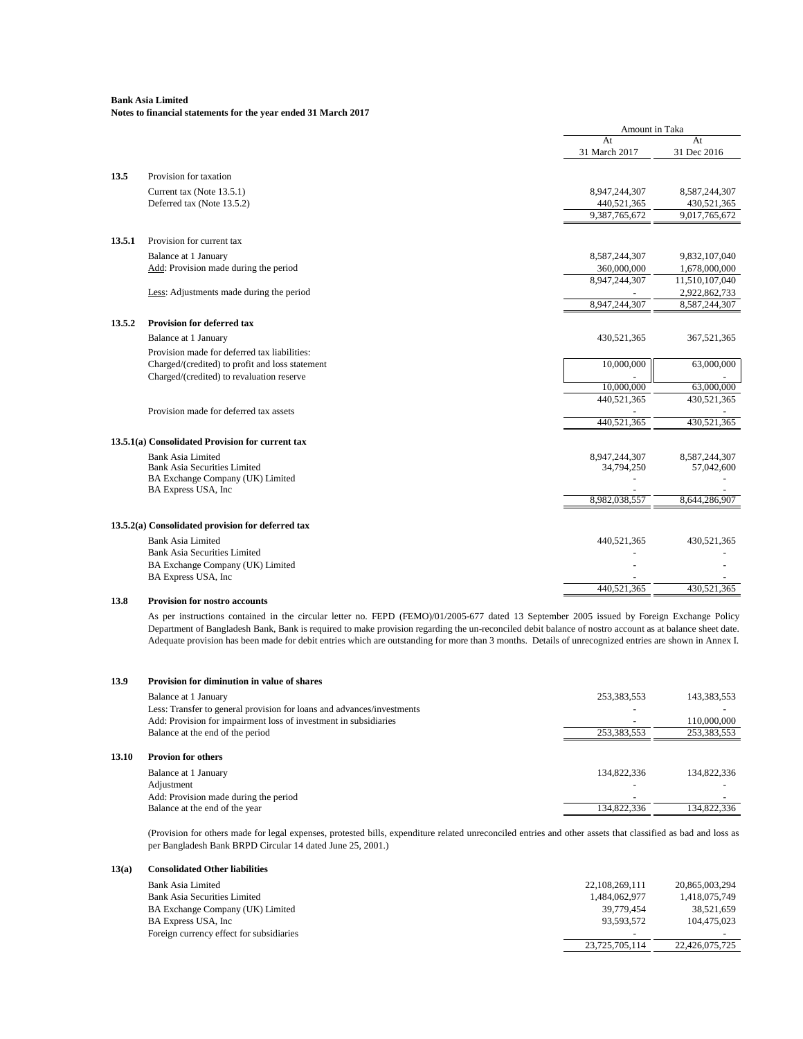**Bank Asia Limited**
**Notes to financial statements for the year ended 31 March 2017**

| | | Amount in Taka | |
|---|---|---|---|
| | | At 31 March 2017 | At 31 Dec 2016 |
| **13.5** | Provision for taxation | | |
| | Current tax (Note 13.5.1) | 8,947,244,307 | 8,587,244,307 |
| | Deferred tax (Note 13.5.2) | 440,521,365 | 430,521,365 |
| | | 9,387,765,672 | 9,017,765,672 |
| **13.5.1** | Provision for current tax | | |
| | Balance at 1 January | 8,587,244,307 | 9,832,107,040 |
| | Add: Provision made during the period | 360,000,000 | 1,678,000,000 |
| | | 8,947,244,307 | 11,510,107,040 |
| | Less: Adjustments made during the period | - | 2,922,862,733 |
| | | 8,947,244,307 | 8,587,244,307 |
| **13.5.2** | **Provision for deferred tax** | | |
| | Balance at 1 January | 430,521,365 | 367,521,365 |
| | Provision made for deferred tax liabilities: | | |
| | Charged/(credited) to profit and loss statement | 10,000,000 | 63,000,000 |
| | Charged/(credited) to revaluation reserve | - | - |
| | | 10,000,000 | 63,000,000 |
| | | 440,521,365 | 430,521,365 |
| | Provision made for deferred tax assets | - | - |
| | | 440,521,365 | 430,521,365 |
| **13.5.1(a)** | **Consolidated Provision for current tax** | | |
| | Bank Asia Limited | 8,947,244,307 | 8,587,244,307 |
| | Bank Asia Securities Limited | 34,794,250 | 57,042,600 |
| | BA Exchange Company (UK) Limited | - | - |
| | BA Express USA, Inc | - | - |
| | | 8,982,038,557 | 8,644,286,907 |
| **13.5.2(a)** | **Consolidated provision for deferred tax** | | |
| | Bank Asia Limited | 440,521,365 | 430,521,365 |
| | Bank Asia Securities Limited | - | - |
| | BA Exchange Company (UK) Limited | - | - |
| | BA Express USA, Inc | - | - |
| | | 440,521,365 | 430,521,365 |

**13.8 Provision for nostro accounts**

As per instructions contained in the circular letter no. FEPD (FEMO)/01/2005-677 dated 13 September 2005 issued by Foreign Exchange Policy Department of Bangladesh Bank, Bank is required to make provision regarding the un-reconciled debit balance of nostro account as at balance sheet date. Adequate provision has been made for debit entries which are outstanding for more than 3 months. Details of unrecognized entries are shown in Annex I.

| | | At 31 March 2017 | At 31 Dec 2016 |
|---|---|---|---|
| **13.9** | **Provision for diminution in value of shares** | | |
| | Balance at 1 January | 253,383,553 | 143,383,553 |
| | Less: Transfer to general provision for loans and advances/investments | - | - |
| | Add: Provision for impairment loss of investment in subsidiaries | - | 110,000,000 |
| | Balance at the end of the period | 253,383,553 | 253,383,553 |
| **13.10** | **Provion for others** | | |
| | Balance at 1 January | 134,822,336 | 134,822,336 |
| | Adjustment | - | - |
| | Add: Provision made during the period | - | - |
| | Balance at the end of the year | 134,822,336 | 134,822,336 |

(Provision for others made for legal expenses, protested bills, expenditure related unreconciled entries and other assets that classified as bad and loss as per Bangladesh Bank BRPD Circular 14 dated June 25, 2001.)

| | | At 31 March 2017 | At 31 Dec 2016 |
|---|---|---|---|
| **13(a)** | **Consolidated Other liabilities** | | |
| | Bank Asia Limited | 22,108,269,111 | 20,865,003,294 |
| | Bank Asia Securities Limited | 1,484,062,977 | 1,418,075,749 |
| | BA Exchange Company (UK) Limited | 39,779,454 | 38,521,659 |
| | BA Express USA, Inc | 93,593,572 | 104,475,023 |
| | Foreign currency effect for subsidiaries | - | - |
| | | 23,725,705,114 | 22,426,075,725 |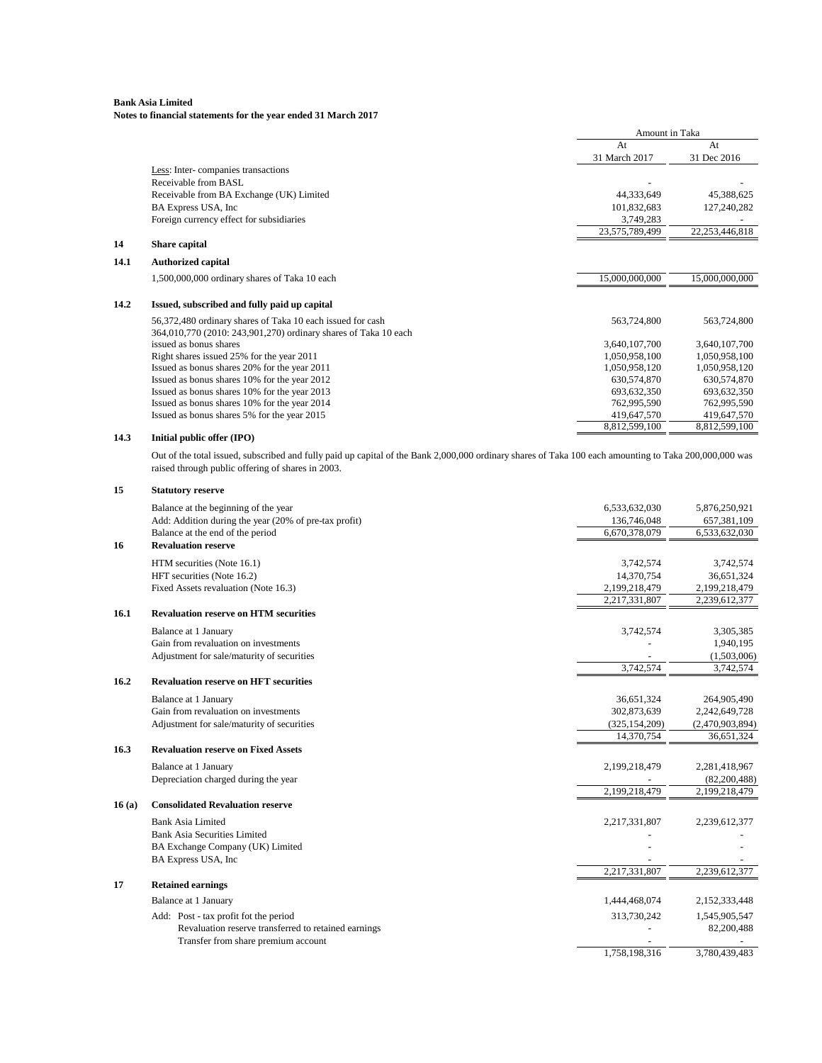**Bank Asia Limited**
**Notes to financial statements for the year ended 31 March 2017**

| | | Amount in Taka | |
|---|---|---|---|
| | | At 31 March 2017 | At 31 Dec 2016 |
| | Less: Inter- companies transactions | | |
| | Receivable from BASL | - | - |
| | Receivable from BA Exchange (UK) Limited | 44,333,649 | 45,388,625 |
| | BA Express USA, Inc | 101,832,683 | 127,240,282 |
| | Foreign currency effect for subsidiaries | 3,749,283 | - |
| | | 23,575,789,499 | 22,253,446,818 |

## 14 Share capital

### 14.1 Authorized capital

| | | |
|---|---|---|
| 1,500,000,000 ordinary shares of Taka 10 each | 15,000,000,000 | 15,000,000,000 |

### 14.2 Issued, subscribed and fully paid up capital

| | | |
|---|---|---|
| 56,372,480 ordinary shares of Taka 10 each issued for cash | 563,724,800 | 563,724,800 |
| 364,010,770 (2010: 243,901,270) ordinary shares of Taka 10 each issued as bonus shares | 3,640,107,700 | 3,640,107,700 |
| Right shares issued 25% for the year 2011 | 1,050,958,100 | 1,050,958,100 |
| Issued as bonus shares 20% for the year 2011 | 1,050,958,120 | 1,050,958,120 |
| Issued as bonus shares 10% for the year 2012 | 630,574,870 | 630,574,870 |
| Issued as bonus shares 10% for the year 2013 | 693,632,350 | 693,632,350 |
| Issued as bonus shares 10% for the year 2014 | 762,995,590 | 762,995,590 |
| Issued as bonus shares 5% for the year 2015 | 419,647,570 | 419,647,570 |
| | 8,812,599,100 | 8,812,599,100 |

### 14.3 Initial public offer (IPO)

Out of the total issued, subscribed and fully paid up capital of the Bank 2,000,000 ordinary shares of Taka 100 each amounting to Taka 200,000,000 was raised through public offering of shares in 2003.

## 15 Statutory reserve

| | | |
|---|---|---|
| Balance at the beginning of the year | 6,533,632,030 | 5,876,250,921 |
| Add: Addition during the year (20% of pre-tax profit) | 136,746,048 | 657,381,109 |
| Balance at the end of the period | 6,670,378,079 | 6,533,632,030 |

## 16 Revaluation reserve

| | | |
|---|---|---|
| HTM securities (Note 16.1) | 3,742,574 | 3,742,574 |
| HFT securities (Note 16.2) | 14,370,754 | 36,651,324 |
| Fixed Assets revaluation (Note 16.3) | 2,199,218,479 | 2,199,218,479 |
| | 2,217,331,807 | 2,239,612,377 |

### 16.1 Revaluation reserve on HTM securities

| | | |
|---|---|---|
| Balance at 1 January | 3,742,574 | 3,305,385 |
| Gain from revaluation on investments | - | 1,940,195 |
| Adjustment for sale/maturity of securities | - | (1,503,006) |
| | 3,742,574 | 3,742,574 |

### 16.2 Revaluation reserve on HFT securities

| | | |
|---|---|---|
| Balance at 1 January | 36,651,324 | 264,905,490 |
| Gain from revaluation on investments | 302,873,639 | 2,242,649,728 |
| Adjustment for sale/maturity of securities | (325,154,209) | (2,470,903,894) |
| | 14,370,754 | 36,651,324 |

### 16.3 Revaluation reserve on Fixed Assets

| | | |
|---|---|---|
| Balance at 1 January | 2,199,218,479 | 2,281,418,967 |
| Depreciation charged during the year | - | (82,200,488) |
| | 2,199,218,479 | 2,199,218,479 |

### 16 (a) Consolidated Revaluation reserve

| | | |
|---|---|---|
| Bank Asia Limited | 2,217,331,807 | 2,239,612,377 |
| Bank Asia Securities Limited | - | - |
| BA Exchange Company (UK) Limited | - | - |
| BA Express USA, Inc | - | - |
| | 2,217,331,807 | 2,239,612,377 |

## 17 Retained earnings

| | | |
|---|---|---|
| Balance at 1 January | 1,444,468,074 | 2,152,333,448 |
| Add: Post - tax profit fot the period | 313,730,242 | 1,545,905,547 |
| Revaluation reserve transferred to retained earnings | - | 82,200,488 |
| Transfer from share premium account | - | - |
| | 1,758,198,316 | 3,780,439,483 |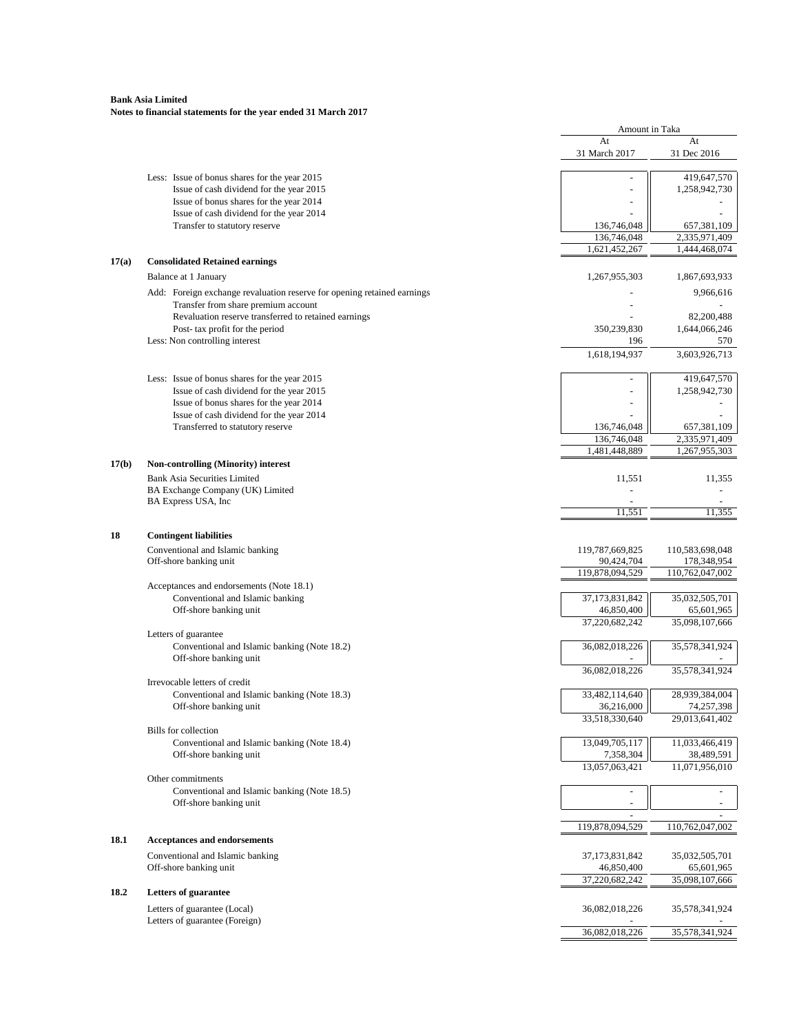**Bank Asia Limited**
**Notes to financial statements for the year ended 31 March 2017**

| | | Amount in Taka | |
|---|---|---|---|
| | | At 31 March 2017 | At 31 Dec 2016 |
| | Less: Issue of bonus shares for the year 2015 | - | 419,647,570 |
| | Issue of cash dividend for the year 2015 | - | 1,258,942,730 |
| | Issue of bonus shares for the year 2014 | - | - |
| | Issue of cash dividend for the year 2014 | - | - |
| | Transfer to statutory reserve | 136,746,048 | 657,381,109 |
| | | 136,746,048 | 2,335,971,409 |
| | | 1,621,452,267 | 1,444,468,074 |
| **17(a)** | **Consolidated Retained earnings** | | |
| | Balance at 1 January | 1,267,955,303 | 1,867,693,933 |
| | Add: Foreign exchange revaluation reserve for opening retained earnings | - | 9,966,616 |
| | Transfer from share premium account | - | - |
| | Revaluation reserve transferred to retained earnings | - | 82,200,488 |
| | Post- tax profit for the period | 350,239,830 | 1,644,066,246 |
| | Less: Non controlling interest | 196 | 570 |
| | | 1,618,194,937 | 3,603,926,713 |
| | Less: Issue of bonus shares for the year 2015 | - | 419,647,570 |
| | Issue of cash dividend for the year 2015 | - | 1,258,942,730 |
| | Issue of bonus shares for the year 2014 | - | - |
| | Issue of cash dividend for the year 2014 | - | - |
| | Transferred to statutory reserve | 136,746,048 | 657,381,109 |
| | | 136,746,048 | 2,335,971,409 |
| | | 1,481,448,889 | 1,267,955,303 |
| **17(b)** | **Non-controlling (Minority) interest** | | |
| | Bank Asia Securities Limited | 11,551 | 11,355 |
| | BA Exchange Company (UK) Limited | - | - |
| | BA Express USA, Inc | - | - |
| | | 11,551 | 11,355 |
| **18** | **Contingent liabilities** | | |
| | Conventional and Islamic banking | 119,787,669,825 | 110,583,698,048 |
| | Off-shore banking unit | 90,424,704 | 178,348,954 |
| | | 119,878,094,529 | 110,762,047,002 |
| | Acceptances and endorsements (Note 18.1) | | |
| | Conventional and Islamic banking | 37,173,831,842 | 35,032,505,701 |
| | Off-shore banking unit | 46,850,400 | 65,601,965 |
| | | 37,220,682,242 | 35,098,107,666 |
| | Letters of guarantee | | |
| | Conventional and Islamic banking (Note 18.2) | 36,082,018,226 | 35,578,341,924 |
| | Off-shore banking unit | - | - |
| | | 36,082,018,226 | 35,578,341,924 |
| | Irrevocable letters of credit | | |
| | Conventional and Islamic banking (Note 18.3) | 33,482,114,640 | 28,939,384,004 |
| | Off-shore banking unit | 36,216,000 | 74,257,398 |
| | | 33,518,330,640 | 29,013,641,402 |
| | Bills for collection | | |
| | Conventional and Islamic banking (Note 18.4) | 13,049,705,117 | 11,033,466,419 |
| | Off-shore banking unit | 7,358,304 | 38,489,591 |
| | | 13,057,063,421 | 11,071,956,010 |
| | Other commitments | | |
| | Conventional and Islamic banking (Note 18.5) | - | - |
| | Off-shore banking unit | - | - |
| | | - | - |
| | | 119,878,094,529 | 110,762,047,002 |
| **18.1** | **Acceptances and endorsements** | | |
| | Conventional and Islamic banking | 37,173,831,842 | 35,032,505,701 |
| | Off-shore banking unit | 46,850,400 | 65,601,965 |
| | | 37,220,682,242 | 35,098,107,666 |
| **18.2** | **Letters of guarantee** | | |
| | Letters of guarantee (Local) | 36,082,018,226 | 35,578,341,924 |
| | Letters of guarantee (Foreign) | - | - |
| | | 36,082,018,226 | 35,578,341,924 |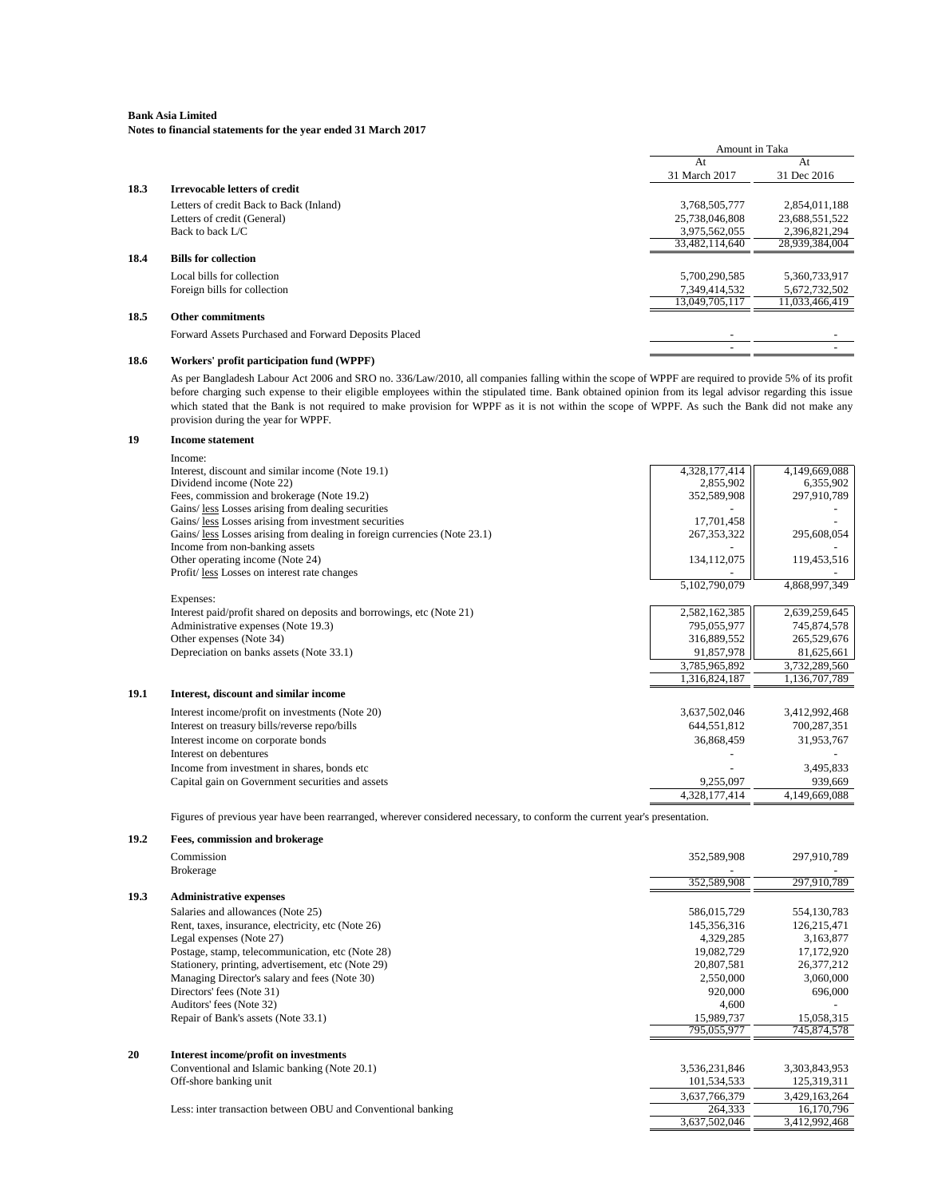**Bank Asia Limited**

**Notes to financial statements for the year ended 31 March 2017**

| | | Amount in Taka | |
|---|---|---|---|
| | | At 31 March 2017 | At 31 Dec 2016 |
| **18.3** | **Irrevocable letters of credit** | | |
| | Letters of credit Back to Back (Inland) | 3,768,505,777 | 2,854,011,188 |
| | Letters of credit (General) | 25,738,046,808 | 23,688,551,522 |
| | Back to back L/C | 3,975,562,055 | 2,396,821,294 |
| | | 33,482,114,640 | 28,939,384,004 |
| **18.4** | **Bills for collection** | | |
| | Local bills for collection | 5,700,290,585 | 5,360,733,917 |
| | Foreign bills for collection | 7,349,414,532 | 5,672,732,502 |
| | | 13,049,705,117 | 11,033,466,419 |
| **18.5** | **Other commitments** | | |
| | Forward Assets Purchased and Forward Deposits Placed | - | - |
| | | - | - |

**18.6 Workers' profit participation fund (WPPF)**

As per Bangladesh Labour Act 2006 and SRO no. 336/Law/2010, all companies falling within the scope of WPPF are required to provide 5% of its profit before charging such expense to their eligible employees within the stipulated time. Bank obtained opinion from its legal advisor regarding this issue which stated that the Bank is not required to make provision for WPPF as it is not within the scope of WPPF. As such the Bank did not make any provision during the year for WPPF.

**19 Income statement**

| | 31 March 2017 | 31 Dec 2016 |
|---|---|---|
| Income: | | |
| Interest, discount and similar income (Note 19.1) | 4,328,177,414 | 4,149,669,088 |
| Dividend income (Note 22) | 2,855,902 | 6,355,902 |
| Fees, commission and brokerage (Note 19.2) | 352,589,908 | 297,910,789 |
| Gains/ less Losses arising from dealing securities | - | - |
| Gains/ less Losses arising from investment securities | 17,701,458 | - |
| Gains/ less Losses arising from dealing in foreign currencies (Note 23.1) | 267,353,322 | 295,608,054 |
| Income from non-banking assets | - | - |
| Other operating income (Note 24) | 134,112,075 | 119,453,516 |
| Profit/ less Losses on interest rate changes | - | - |
| | 5,102,790,079 | 4,868,997,349 |
| Expenses: | | |
| Interest paid/profit shared on deposits and borrowings, etc (Note 21) | 2,582,162,385 | 2,639,259,645 |
| Administrative expenses (Note 19.3) | 795,055,977 | 745,874,578 |
| Other expenses (Note 34) | 316,889,552 | 265,529,676 |
| Depreciation on banks assets (Note 33.1) | 91,857,978 | 81,625,661 |
| | 3,785,965,892 | 3,732,289,560 |
| | 1,316,824,187 | 1,136,707,789 |

**19.1 Interest, discount and similar income**

| | 31 March 2017 | 31 Dec 2016 |
|---|---|---|
| Interest income/profit on investments (Note 20) | 3,637,502,046 | 3,412,992,468 |
| Interest on treasury bills/reverse repo/bills | 644,551,812 | 700,287,351 |
| Interest income on corporate bonds | 36,868,459 | 31,953,767 |
| Interest on debentures | - | - |
| Income from investment in shares, bonds etc | - | 3,495,833 |
| Capital gain on Government securities and assets | 9,255,097 | 939,669 |
| | 4,328,177,414 | 4,149,669,088 |

Figures of previous year have been rearranged, wherever considered necessary, to conform the current year's presentation.

**19.2 Fees, commission and brokerage**

| | 31 March 2017 | 31 Dec 2016 |
|---|---|---|
| Commission | 352,589,908 | 297,910,789 |
| Brokerage | - | - |
| | 352,589,908 | 297,910,789 |

**19.3 Administrative expenses**

| | 31 March 2017 | 31 Dec 2016 |
|---|---|---|
| Salaries and allowances (Note 25) | 586,015,729 | 554,130,783 |
| Rent, taxes, insurance, electricity, etc (Note 26) | 145,356,316 | 126,215,471 |
| Legal expenses (Note 27) | 4,329,285 | 3,163,877 |
| Postage, stamp, telecommunication, etc (Note 28) | 19,082,729 | 17,172,920 |
| Stationery, printing, advertisement, etc (Note 29) | 20,807,581 | 26,377,212 |
| Managing Director's salary and fees (Note 30) | 2,550,000 | 3,060,000 |
| Directors' fees (Note 31) | 920,000 | 696,000 |
| Auditors' fees (Note 32) | 4,600 | - |
| Repair of Bank's assets (Note 33.1) | 15,989,737 | 15,058,315 |
| | 795,055,977 | 745,874,578 |

**20 Interest income/profit on investments**

| | 31 March 2017 | 31 Dec 2016 |
|---|---|---|
| Conventional and Islamic banking (Note 20.1) | 3,536,231,846 | 3,303,843,953 |
| Off-shore banking unit | 101,534,533 | 125,319,311 |
| | 3,637,766,379 | 3,429,163,264 |
| Less: inter transaction between OBU and Conventional banking | 264,333 | 16,170,796 |
| | 3,637,502,046 | 3,412,992,468 |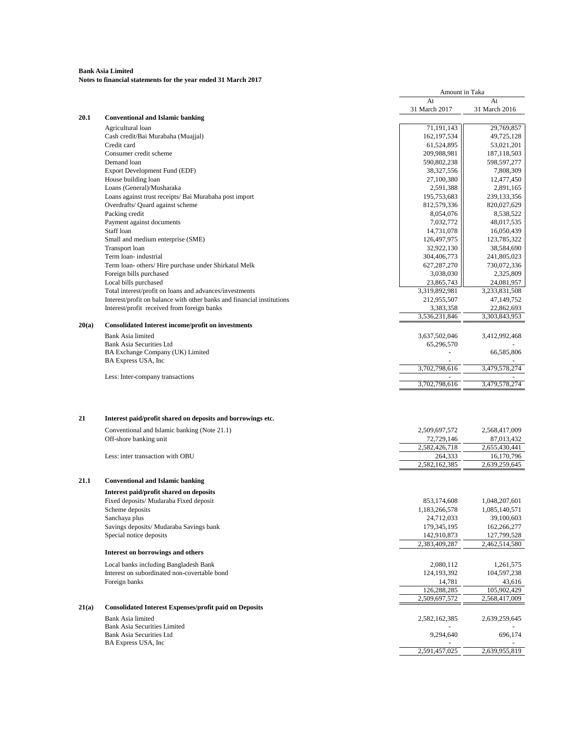**Bank Asia Limited**
**Notes to financial statements for the year ended 31 March 2017**

| | | Amount in Taka | |
|---|---|---|---|
| | | At 31 March 2017 | At 31 March 2016 |
| **20.1** | **Conventional and Islamic banking** | | |
| | Agricultural loan | 71,191,143 | 29,769,857 |
| | Cash credit/Bai Murabaha (Muajjal) | 162,197,534 | 49,725,128 |
| | Credit card | 61,524,895 | 53,021,201 |
| | Consumer credit scheme | 209,988,981 | 187,118,503 |
| | Demand loan | 590,802,238 | 598,597,277 |
| | Export Development Fund (EDF) | 38,327,556 | 7,808,309 |
| | House building loan | 27,100,380 | 12,477,450 |
| | Loans (General)/Musharaka | 2,591,388 | 2,891,165 |
| | Loans against trust receipts/ Bai Murabaha post import | 195,753,683 | 239,133,356 |
| | Overdrafts/ Quard against scheme | 812,579,336 | 820,027,629 |
| | Packing credit | 8,054,076 | 8,538,522 |
| | Payment against documents | 7,032,772 | 48,017,535 |
| | Staff loan | 14,731,078 | 16,050,439 |
| | Small and medium enterprise (SME) | 126,497,975 | 123,785,322 |
| | Transport loan | 32,922,130 | 38,584,690 |
| | Term loan- industrial | 304,406,773 | 241,805,023 |
| | Term loan- others/ Hire purchase under Shirkatul Melk | 627,287,270 | 730,072,336 |
| | Foreign bills purchased | 3,038,030 | 2,325,809 |
| | Local bills purchased | 23,865,743 | 24,081,957 |
| | Total interest/profit on loans and advances/investments | 3,319,892,981 | 3,233,831,508 |
| | Interest/profit on balance with other banks and financial institutions | 212,955,507 | 47,149,752 |
| | Interest/profit received from foreign banks | 3,383,358 | 22,862,693 |
| | | 3,536,231,846 | 3,303,843,953 |
| **20(a)** | **Consolidated Interest income/profit on investments** | | |
| | Bank Asia limited | 3,637,502,046 | 3,412,992,468 |
| | Bank Asia Securities Ltd | 65,296,570 | - |
| | BA Exchange Company (UK) Limited | - | 66,585,806 |
| | BA Express USA, Inc | - | - |
| | | 3,702,798,616 | 3,479,578,274 |
| | Less: Inter-company transactions | - | - |
| | | 3,702,798,616 | 3,479,578,274 |
| **21** | **Interest paid/profit shared on deposits and borrowings etc.** | | |
| | Conventional and Islamic banking (Note 21.1) | 2,509,697,572 | 2,568,417,009 |
| | Off-shore banking unit | 72,729,146 | 87,013,432 |
| | | 2,582,426,718 | 2,655,430,441 |
| | Less: inter transaction with OBU | 264,333 | 16,170,796 |
| | | 2,582,162,385 | 2,639,259,645 |
| **21.1** | **Conventional and Islamic banking** | | |
| | **Interest paid/profit shared on deposits** | | |
| | Fixed deposits/ Mudaraba Fixed deposit | 853,174,608 | 1,048,207,601 |
| | Scheme deposits | 1,183,266,578 | 1,085,140,571 |
| | Sanchaya plus | 24,712,033 | 39,100,603 |
| | Savings deposits/ Mudaraba Savings bank | 179,345,195 | 162,266,277 |
| | Special notice deposits | 142,910,873 | 127,799,528 |
| | | 2,383,409,287 | 2,462,514,580 |
| | **Interest on borrowings and others** | | |
| | Local banks including Bangladesh Bank | 2,080,112 | 1,261,575 |
| | Interest on subordinated non-covertable bond | 124,193,392 | 104,597,238 |
| | Foreign banks | 14,781 | 43,616 |
| | | 126,288,285 | 105,902,429 |
| | | 2,509,697,572 | 2,568,417,009 |
| **21(a)** | **Consolidated Interest Expenses/profit paid on Deposits** | | |
| | Bank Asia limited | 2,582,162,385 | 2,639,259,645 |
| | Bank Asia Securities Limited | - | - |
| | Bank Asia Securities Ltd | 9,294,640 | 696,174 |
| | BA Express USA, Inc | - | - |
| | | 2,591,457,025 | 2,639,955,819 |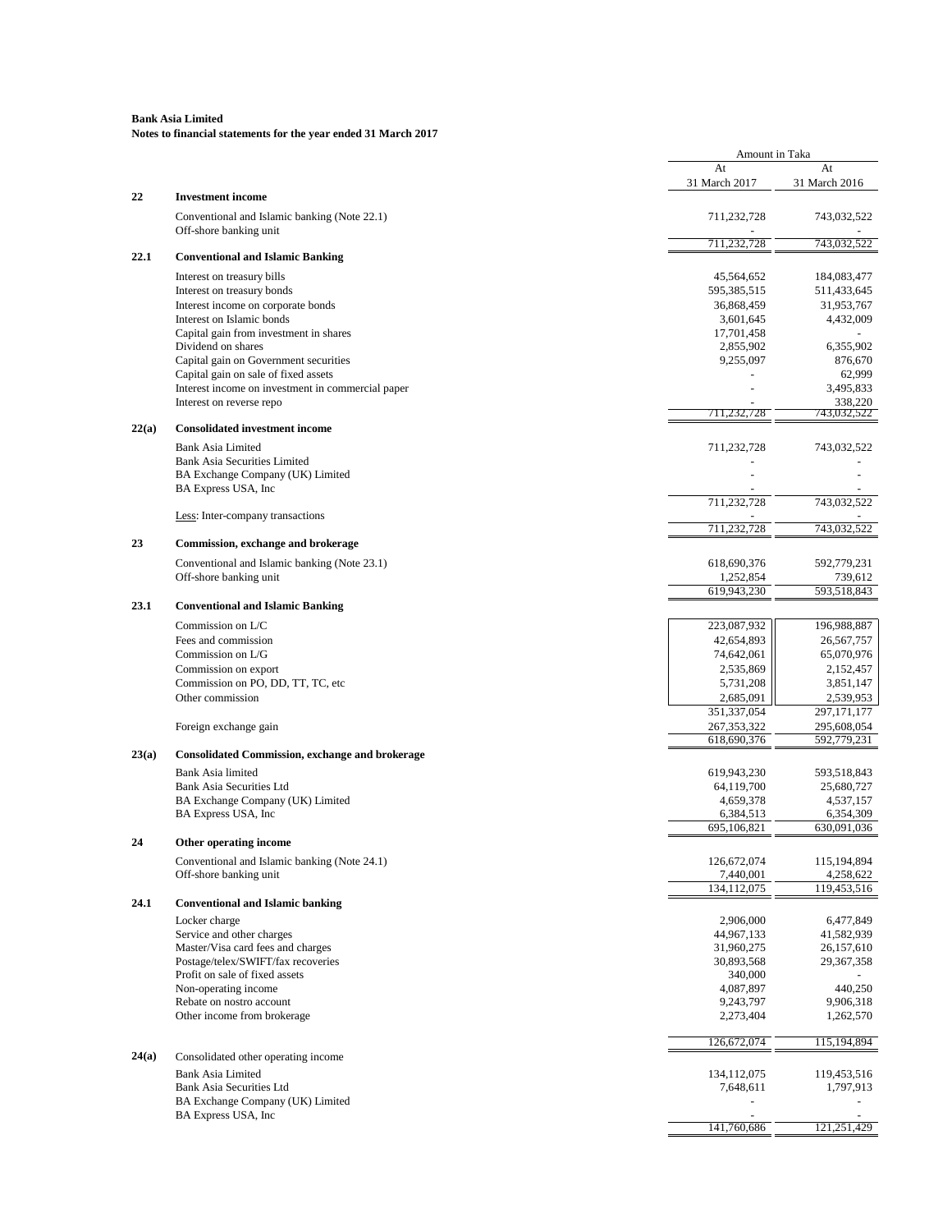**Bank Asia Limited**
**Notes to financial statements for the year ended 31 March 2017**

| | | Amount in Taka | |
|---|---|---|---|
| | | At 31 March 2017 | At 31 March 2016 |
| **22** | **Investment income** | | |
| | Conventional and Islamic banking (Note 22.1) | 711,232,728 | 743,032,522 |
| | Off-shore banking unit | - | - |
| | | 711,232,728 | 743,032,522 |
| **22.1** | **Conventional and Islamic Banking** | | |
| | Interest on treasury bills | 45,564,652 | 184,083,477 |
| | Interest on treasury bonds | 595,385,515 | 511,433,645 |
| | Interest income on corporate bonds | 36,868,459 | 31,953,767 |
| | Interest on Islamic bonds | 3,601,645 | 4,432,009 |
| | Capital gain from investment in shares | 17,701,458 | - |
| | Dividend on shares | 2,855,902 | 6,355,902 |
| | Capital gain on Government securities | 9,255,097 | 876,670 |
| | Capital gain on sale of fixed assets | - | 62,999 |
| | Interest income on investment in commercial paper | - | 3,495,833 |
| | Interest on reverse repo | - | 338,220 |
| | | 711,232,728 | 743,032,522 |
| **22(a)** | **Consolidated investment income** | | |
| | Bank Asia Limited | 711,232,728 | 743,032,522 |
| | Bank Asia Securities Limited | - | - |
| | BA Exchange Company (UK) Limited | - | - |
| | BA Express USA, Inc | - | - |
| | | 711,232,728 | 743,032,522 |
| | Less: Inter-company transactions | - | - |
| | | 711,232,728 | 743,032,522 |
| **23** | **Commission, exchange and brokerage** | | |
| | Conventional and Islamic banking (Note 23.1) | 618,690,376 | 592,779,231 |
| | Off-shore banking unit | 1,252,854 | 739,612 |
| | | 619,943,230 | 593,518,843 |
| **23.1** | **Conventional and Islamic Banking** | | |
| | Commission on L/C | 223,087,932 | 196,988,887 |
| | Fees and commission | 42,654,893 | 26,567,757 |
| | Commission on L/G | 74,642,061 | 65,070,976 |
| | Commission on export | 2,535,869 | 2,152,457 |
| | Commission on PO, DD, TT, TC, etc | 5,731,208 | 3,851,147 |
| | Other commission | 2,685,091 | 2,539,953 |
| | | 351,337,054 | 297,171,177 |
| | Foreign exchange gain | 267,353,322 | 295,608,054 |
| | | 618,690,376 | 592,779,231 |
| **23(a)** | **Consolidated Commission, exchange and brokerage** | | |
| | Bank Asia limited | 619,943,230 | 593,518,843 |
| | Bank Asia Securities Ltd | 64,119,700 | 25,680,727 |
| | BA Exchange Company (UK) Limited | 4,659,378 | 4,537,157 |
| | BA Express USA, Inc | 6,384,513 | 6,354,309 |
| | | 695,106,821 | 630,091,036 |
| **24** | **Other operating income** | | |
| | Conventional and Islamic banking (Note 24.1) | 126,672,074 | 115,194,894 |
| | Off-shore banking unit | 7,440,001 | 4,258,622 |
| | | 134,112,075 | 119,453,516 |
| **24.1** | **Conventional and Islamic banking** | | |
| | Locker charge | 2,906,000 | 6,477,849 |
| | Service and other charges | 44,967,133 | 41,582,939 |
| | Master/Visa card fees and charges | 31,960,275 | 26,157,610 |
| | Postage/telex/SWIFT/fax recoveries | 30,893,568 | 29,367,358 |
| | Profit on sale of fixed assets | 340,000 | - |
| | Non-operating income | 4,087,897 | 440,250 |
| | Rebate on nostro account | 9,243,797 | 9,906,318 |
| | Other income from brokerage | 2,273,404 | 1,262,570 |
| | | 126,672,074 | 115,194,894 |
| **24(a)** | Consolidated other operating income | | |
| | Bank Asia Limited | 134,112,075 | 119,453,516 |
| | Bank Asia Securities Ltd | 7,648,611 | 1,797,913 |
| | BA Exchange Company (UK) Limited | - | - |
| | BA Express USA, Inc | - | - |
| | | 141,760,686 | 121,251,429 |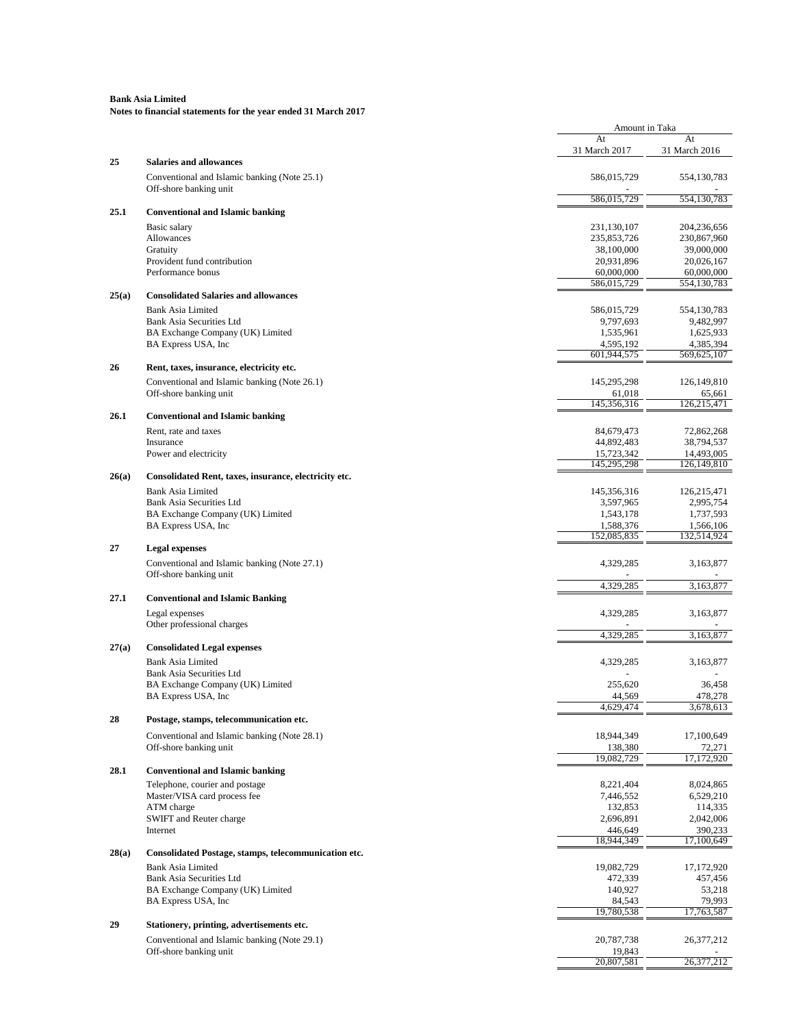**Bank Asia Limited**
**Notes to financial statements for the year ended 31 March 2017**

| | | Amount in Taka | |
|---|---|---|---|
| | | At 31 March 2017 | At 31 March 2016 |
| **25** | **Salaries and allowances** | | |
| | Conventional and Islamic banking (Note 25.1) | 586,015,729 | 554,130,783 |
| | Off-shore banking unit | - | - |
| | | 586,015,729 | 554,130,783 |
| **25.1** | **Conventional and Islamic banking** | | |
| | Basic salary | 231,130,107 | 204,236,656 |
| | Allowances | 235,853,726 | 230,867,960 |
| | Gratuity | 38,100,000 | 39,000,000 |
| | Provident fund contribution | 20,931,896 | 20,026,167 |
| | Performance bonus | 60,000,000 | 60,000,000 |
| | | 586,015,729 | 554,130,783 |
| **25(a)** | **Consolidated Salaries and allowances** | | |
| | Bank Asia Limited | 586,015,729 | 554,130,783 |
| | Bank Asia Securities Ltd | 9,797,693 | 9,482,997 |
| | BA Exchange Company (UK) Limited | 1,535,961 | 1,625,933 |
| | BA Express USA, Inc | 4,595,192 | 4,385,394 |
| | | 601,944,575 | 569,625,107 |
| **26** | **Rent, taxes, insurance, electricity etc.** | | |
| | Conventional and Islamic banking (Note 26.1) | 145,295,298 | 126,149,810 |
| | Off-shore banking unit | 61,018 | 65,661 |
| | | 145,356,316 | 126,215,471 |
| **26.1** | **Conventional and Islamic banking** | | |
| | Rent, rate and taxes | 84,679,473 | 72,862,268 |
| | Insurance | 44,892,483 | 38,794,537 |
| | Power and electricity | 15,723,342 | 14,493,005 |
| | | 145,295,298 | 126,149,810 |
| **26(a)** | **Consolidated Rent, taxes, insurance, electricity etc.** | | |
| | Bank Asia Limited | 145,356,316 | 126,215,471 |
| | Bank Asia Securities Ltd | 3,597,965 | 2,995,754 |
| | BA Exchange Company (UK) Limited | 1,543,178 | 1,737,593 |
| | BA Express USA, Inc | 1,588,376 | 1,566,106 |
| | | 152,085,835 | 132,514,924 |
| **27** | **Legal expenses** | | |
| | Conventional and Islamic banking (Note 27.1) | 4,329,285 | 3,163,877 |
| | Off-shore banking unit | - | - |
| | | 4,329,285 | 3,163,877 |
| **27.1** | **Conventional and Islamic Banking** | | |
| | Legal expenses | 4,329,285 | 3,163,877 |
| | Other professional charges | - | - |
| | | 4,329,285 | 3,163,877 |
| **27(a)** | **Consolidated Legal expenses** | | |
| | Bank Asia Limited | 4,329,285 | 3,163,877 |
| | Bank Asia Securities Ltd | - | - |
| | BA Exchange Company (UK) Limited | 255,620 | 36,458 |
| | BA Express USA, Inc | 44,569 | 478,278 |
| | | 4,629,474 | 3,678,613 |
| **28** | **Postage, stamps, telecommunication etc.** | | |
| | Conventional and Islamic banking (Note 28.1) | 18,944,349 | 17,100,649 |
| | Off-shore banking unit | 138,380 | 72,271 |
| | | 19,082,729 | 17,172,920 |
| **28.1** | **Conventional and Islamic banking** | | |
| | Telephone, courier and postage | 8,221,404 | 8,024,865 |
| | Master/VISA card process fee | 7,446,552 | 6,529,210 |
| | ATM charge | 132,853 | 114,335 |
| | SWIFT and Reuter charge | 2,696,891 | 2,042,006 |
| | Internet | 446,649 | 390,233 |
| | | 18,944,349 | 17,100,649 |
| **28(a)** | **Consolidated Postage, stamps, telecommunication etc.** | | |
| | Bank Asia Limited | 19,082,729 | 17,172,920 |
| | Bank Asia Securities Ltd | 472,339 | 457,456 |
| | BA Exchange Company (UK) Limited | 140,927 | 53,218 |
| | BA Express USA, Inc | 84,543 | 79,993 |
| | | 19,780,538 | 17,763,587 |
| **29** | **Stationery, printing, advertisements etc.** | | |
| | Conventional and Islamic banking (Note 29.1) | 20,787,738 | 26,377,212 |
| | Off-shore banking unit | 19,843 | - |
| | | 20,807,581 | 26,377,212 |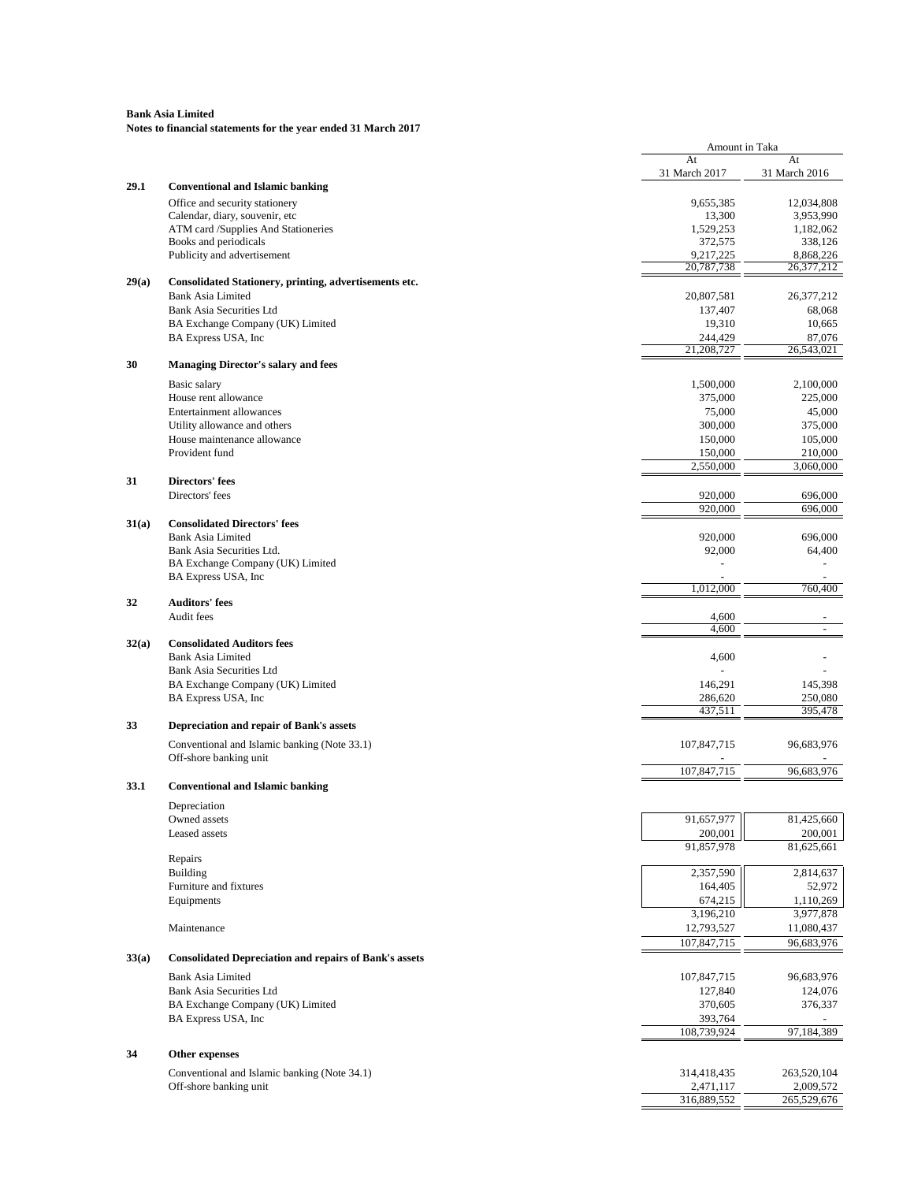**Bank Asia Limited**
**Notes to financial statements for the year ended 31 March 2017**

| | | Amount in Taka | |
|---|---|---|---|
| | | At 31 March 2017 | At 31 March 2016 |
| **29.1** | **Conventional and Islamic banking** | | |
| | Office and security stationery | 9,655,385 | 12,034,808 |
| | Calendar, diary, souvenir, etc | 13,300 | 3,953,990 |
| | ATM card /Supplies And Stationeries | 1,529,253 | 1,182,062 |
| | Books and periodicals | 372,575 | 338,126 |
| | Publicity and advertisement | 9,217,225 | 8,868,226 |
| | | 20,787,738 | 26,377,212 |
| **29(a)** | **Consolidated Stationery, printing, advertisements etc.** | | |
| | Bank Asia Limited | 20,807,581 | 26,377,212 |
| | Bank Asia Securities Ltd | 137,407 | 68,068 |
| | BA Exchange Company (UK) Limited | 19,310 | 10,665 |
| | BA Express USA, Inc | 244,429 | 87,076 |
| | | 21,208,727 | 26,543,021 |
| **30** | **Managing Director's salary and fees** | | |
| | Basic salary | 1,500,000 | 2,100,000 |
| | House rent allowance | 375,000 | 225,000 |
| | Entertainment allowances | 75,000 | 45,000 |
| | Utility allowance and others | 300,000 | 375,000 |
| | House maintenance allowance | 150,000 | 105,000 |
| | Provident fund | 150,000 | 210,000 |
| | | 2,550,000 | 3,060,000 |
| **31** | **Directors' fees** | | |
| | Directors' fees | 920,000 | 696,000 |
| | | 920,000 | 696,000 |
| **31(a)** | **Consolidated Directors' fees** | | |
| | Bank Asia Limited | 920,000 | 696,000 |
| | Bank Asia Securities Ltd. | 92,000 | 64,400 |
| | BA Exchange Company (UK) Limited | - | - |
| | BA Express USA, Inc | - | - |
| | | 1,012,000 | 760,400 |
| **32** | **Auditors' fees** | | |
| | Audit fees | 4,600 | - |
| | | 4,600 | - |
| **32(a)** | **Consolidated Auditors fees** | | |
| | Bank Asia Limited | 4,600 | - |
| | Bank Asia Securities Ltd | - | - |
| | BA Exchange Company (UK) Limited | 146,291 | 145,398 |
| | BA Express USA, Inc | 286,620 | 250,080 |
| | | 437,511 | 395,478 |
| **33** | **Depreciation and repair of Bank's assets** | | |
| | Conventional and Islamic banking (Note 33.1) | 107,847,715 | 96,683,976 |
| | Off-shore banking unit | - | - |
| | | 107,847,715 | 96,683,976 |
| **33.1** | **Conventional and Islamic banking** | | |
| | Depreciation | | |
| | Owned assets | 91,657,977 | 81,425,660 |
| | Leased assets | 200,001 | 200,001 |
| | | 91,857,978 | 81,625,661 |
| | Repairs | | |
| | Building | 2,357,590 | 2,814,637 |
| | Furniture and fixtures | 164,405 | 52,972 |
| | Equipments | 674,215 | 1,110,269 |
| | | 3,196,210 | 3,977,878 |
| | Maintenance | 12,793,527 | 11,080,437 |
| | | 107,847,715 | 96,683,976 |
| **33(a)** | **Consolidated Depreciation and repairs of Bank's assets** | | |
| | Bank Asia Limited | 107,847,715 | 96,683,976 |
| | Bank Asia Securities Ltd | 127,840 | 124,076 |
| | BA Exchange Company (UK) Limited | 370,605 | 376,337 |
| | BA Express USA, Inc | 393,764 | - |
| | | 108,739,924 | 97,184,389 |
| **34** | **Other expenses** | | |
| | Conventional and Islamic banking (Note 34.1) | 314,418,435 | 263,520,104 |
| | Off-shore banking unit | 2,471,117 | 2,009,572 |
| | | 316,889,552 | 265,529,676 |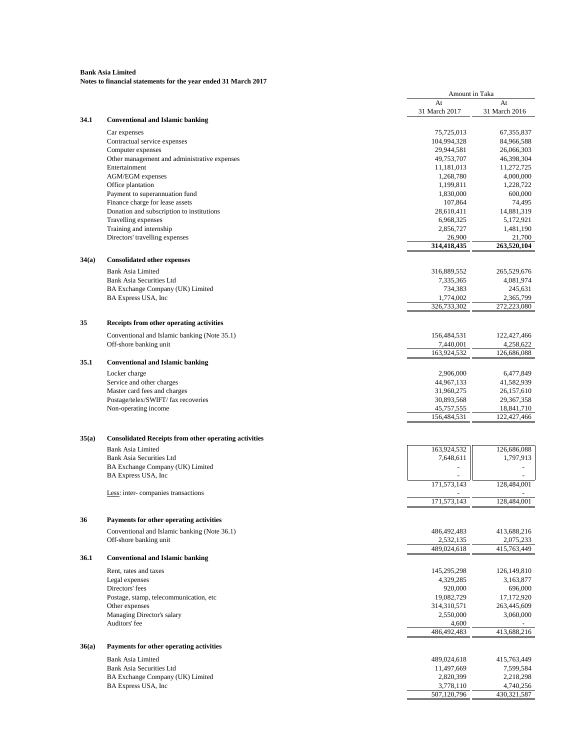**Bank Asia Limited**
**Notes to financial statements for the year ended 31 March 2017**

| | | Amount in Taka | |
|---|---|---|---|
| | | At 31 March 2017 | At 31 March 2016 |
| **34.1** | **Conventional and Islamic banking** | | |
| | Car expenses | 75,725,013 | 67,355,837 |
| | Contractual service expenses | 104,994,328 | 84,966,588 |
| | Computer expenses | 29,944,581 | 26,066,303 |
| | Other management and administrative expenses | 49,753,707 | 46,398,304 |
| | Entertainment | 11,181,013 | 11,272,725 |
| | AGM/EGM expenses | 1,268,780 | 4,000,000 |
| | Office plantation | 1,199,811 | 1,228,722 |
| | Payment to superannuation fund | 1,830,000 | 600,000 |
| | Finance charge for lease assets | 107,864 | 74,495 |
| | Donation and subscription to institutions | 28,610,411 | 14,881,319 |
| | Travelling expenses | 6,968,325 | 5,172,921 |
| | Training and internship | 2,856,727 | 1,481,190 |
| | Directors' travelling expenses | 26,900 | 21,700 |
| | | **314,418,435** | **263,520,104** |
| **34(a)** | **Consolidated other expenses** | | |
| | Bank Asia Limited | 316,889,552 | 265,529,676 |
| | Bank Asia Securities Ltd | 7,335,365 | 4,081,974 |
| | BA Exchange Company (UK) Limited | 734,383 | 245,631 |
| | BA Express USA, Inc | 1,774,002 | 2,365,799 |
| | | 326,733,302 | 272,223,080 |
| **35** | **Receipts from other operating activities** | | |
| | Conventional and Islamic banking (Note 35.1) | 156,484,531 | 122,427,466 |
| | Off-shore banking unit | 7,440,001 | 4,258,622 |
| | | 163,924,532 | 126,686,088 |
| **35.1** | **Conventional and Islamic banking** | | |
| | Locker charge | 2,906,000 | 6,477,849 |
| | Service and other charges | 44,967,133 | 41,582,939 |
| | Master card fees and charges | 31,960,275 | 26,157,610 |
| | Postage/telex/SWIFT/ fax recoveries | 30,893,568 | 29,367,358 |
| | Non-operating income | 45,757,555 | 18,841,710 |
| | | 156,484,531 | 122,427,466 |
| **35(a)** | **Consolidated Receipts from other operating activities** | | |
| | Bank Asia Limited | 163,924,532 | 126,686,088 |
| | Bank Asia Securities Ltd | 7,648,611 | 1,797,913 |
| | BA Exchange Company (UK) Limited | - | - |
| | BA Express USA, Inc | - | - |
| | | 171,573,143 | 128,484,001 |
| | Less: inter- companies transactions | - | - |
| | | 171,573,143 | 128,484,001 |
| **36** | **Payments for other operating activities** | | |
| | Conventional and Islamic banking (Note 36.1) | 486,492,483 | 413,688,216 |
| | Off-shore banking unit | 2,532,135 | 2,075,233 |
| | | 489,024,618 | 415,763,449 |
| **36.1** | **Conventional and Islamic banking** | | |
| | Rent, rates and taxes | 145,295,298 | 126,149,810 |
| | Legal expenses | 4,329,285 | 3,163,877 |
| | Directors' fees | 920,000 | 696,000 |
| | Postage, stamp, telecommunication, etc | 19,082,729 | 17,172,920 |
| | Other expenses | 314,310,571 | 263,445,609 |
| | Managing Director's salary | 2,550,000 | 3,060,000 |
| | Auditors' fee | 4,600 | - |
| | | 486,492,483 | 413,688,216 |
| **36(a)** | **Payments for other operating activities** | | |
| | Bank Asia Limited | 489,024,618 | 415,763,449 |
| | Bank Asia Securities Ltd | 11,497,669 | 7,599,584 |
| | BA Exchange Company (UK) Limited | 2,820,399 | 2,218,298 |
| | BA Express USA, Inc | 3,778,110 | 4,740,256 |
| | | 507,120,796 | 430,321,587 |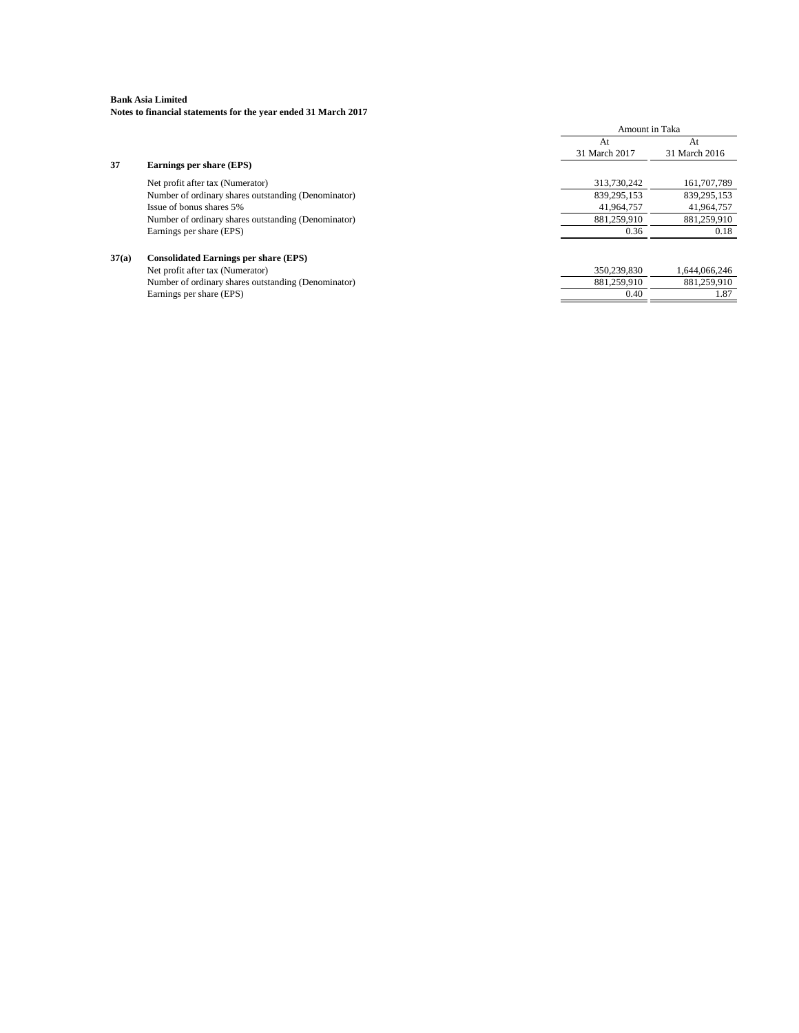**Bank Asia Limited**
**Notes to financial statements for the year ended 31 March 2017**

| | | Amount in Taka | |
|---|---|---|---|
| | | At 31 March 2017 | At 31 March 2016 |
| **37** | **Earnings per share (EPS)** | | |
| | Net profit after tax (Numerator) | 313,730,242 | 161,707,789 |
| | Number of ordinary shares outstanding (Denominator) | 839,295,153 | 839,295,153 |
| | Issue of bonus shares 5% | 41,964,757 | 41,964,757 |
| | Number of ordinary shares outstanding (Denominator) | 881,259,910 | 881,259,910 |
| | Earnings per share (EPS) | 0.36 | 0.18 |
| **37(a)** | **Consolidated Earnings per share (EPS)** | | |
| | Net profit after tax (Numerator) | 350,239,830 | 1,644,066,246 |
| | Number of ordinary shares outstanding (Denominator) | 881,259,910 | 881,259,910 |
| | Earnings per share (EPS) | 0.40 | 1.87 |